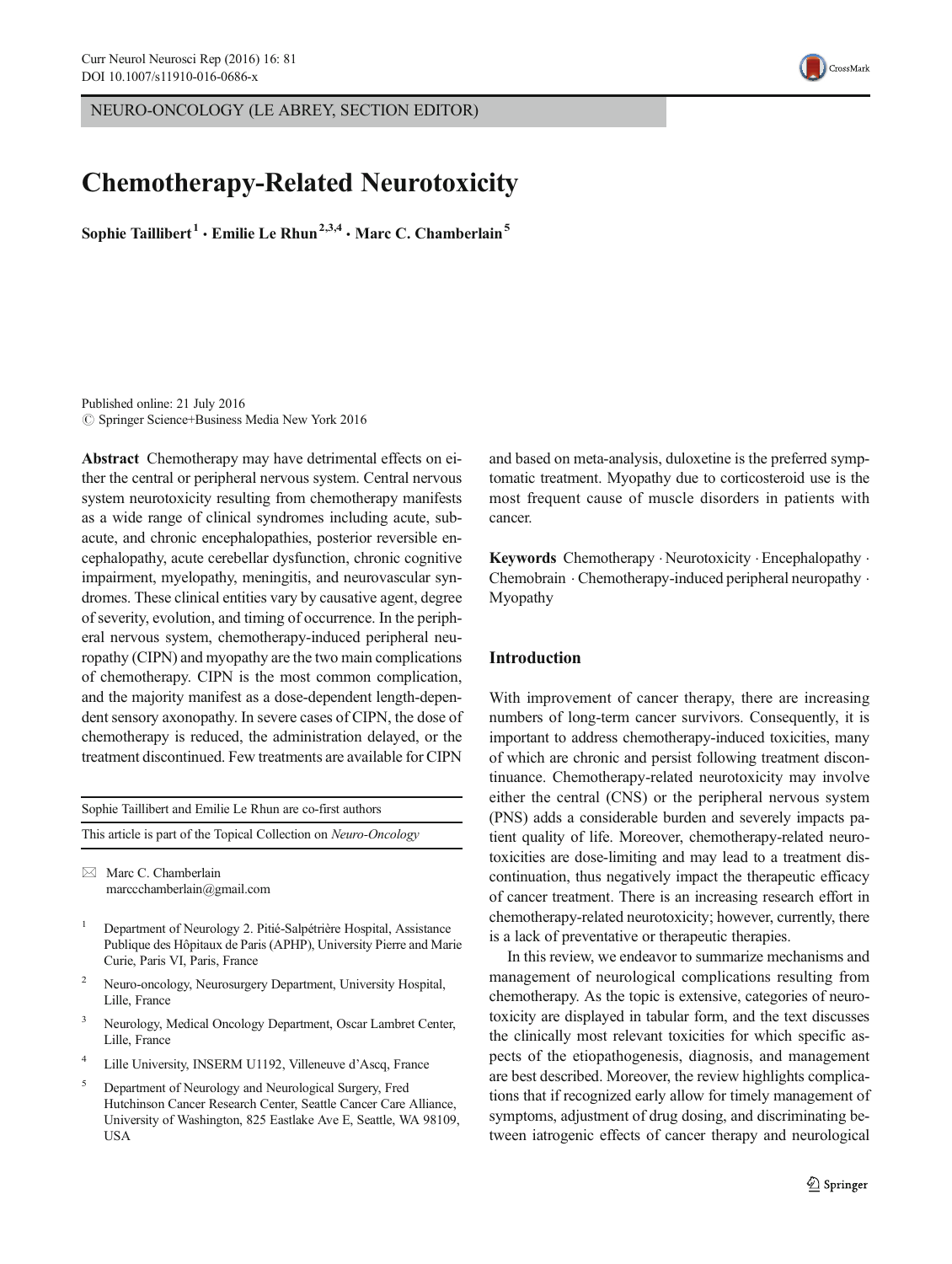NEURO-ONCOLOGY (LE ABREY, SECTION EDITOR)

# Chemotherapy-Related Neurotoxicity

**Sophie Taillibert**[1] **· Emilie Le Rhun**[2,3,4] **· Marc C. Chamberlain**[5]

Published online: 21 July 2016
© Springer Science+Business Media New York 2016

**Abstract** Chemotherapy may have detrimental effects on either the central or peripheral nervous system. Central nervous system neurotoxicity resulting from chemotherapy manifests as a wide range of clinical syndromes including acute, subacute, and chronic encephalopathies, posterior reversible encephalopathy, acute cerebellar dysfunction, chronic cognitive impairment, myelopathy, meningitis, and neurovascular syndromes. These clinical entities vary by causative agent, degree of severity, evolution, and timing of occurrence. In the peripheral nervous system, chemotherapy-induced peripheral neuropathy (CIPN) and myopathy are the two main complications of chemotherapy. CIPN is the most common complication, and the majority manifest as a dose-dependent length-dependent sensory axonopathy. In severe cases of CIPN, the dose of chemotherapy is reduced, the administration delayed, or the treatment discontinued. Few treatments are available for CIPN and based on meta-analysis, duloxetine is the preferred symptomatic treatment. Myopathy due to corticosteroid use is the most frequent cause of muscle disorders in patients with cancer.

**Keywords** Chemotherapy · Neurotoxicity · Encephalopathy · Chemobrain · Chemotherapy-induced peripheral neuropathy · Myopathy

Sophie Taillibert and Emilie Le Rhun are co-first authors

This article is part of the Topical Collection on *Neuro-Oncology*

✉ Marc C. Chamberlain
marccchamberlain@gmail.com

[1] Department of Neurology 2. Pitié-Salpétrière Hospital, Assistance Publique des Hôpitaux de Paris (APHP), University Pierre and Marie Curie, Paris VI, Paris, France

[2] Neuro-oncology, Neurosurgery Department, University Hospital, Lille, France

[3] Neurology, Medical Oncology Department, Oscar Lambret Center, Lille, France

[4] Lille University, INSERM U1192, Villeneuve d'Ascq, France

[5] Department of Neurology and Neurological Surgery, Fred Hutchinson Cancer Research Center, Seattle Cancer Care Alliance, University of Washington, 825 Eastlake Ave E, Seattle, WA 98109, USA

## Introduction

With improvement of cancer therapy, there are increasing numbers of long-term cancer survivors. Consequently, it is important to address chemotherapy-induced toxicities, many of which are chronic and persist following treatment discontinuance. Chemotherapy-related neurotoxicity may involve either the central (CNS) or the peripheral nervous system (PNS) adds a considerable burden and severely impacts patient quality of life. Moreover, chemotherapy-related neurotoxicities are dose-limiting and may lead to a treatment discontinuation, thus negatively impact the therapeutic efficacy of cancer treatment. There is an increasing research effort in chemotherapy-related neurotoxicity; however, currently, there is a lack of preventative or therapeutic therapies.

In this review, we endeavor to summarize mechanisms and management of neurological complications resulting from chemotherapy. As the topic is extensive, categories of neurotoxicity are displayed in tabular form, and the text discusses the clinically most relevant toxicities for which specific aspects of the etiopathogenesis, diagnosis, and management are best described. Moreover, the review highlights complications that if recognized early allow for timely management of symptoms, adjustment of drug dosing, and discriminating between iatrogenic effects of cancer therapy and neurological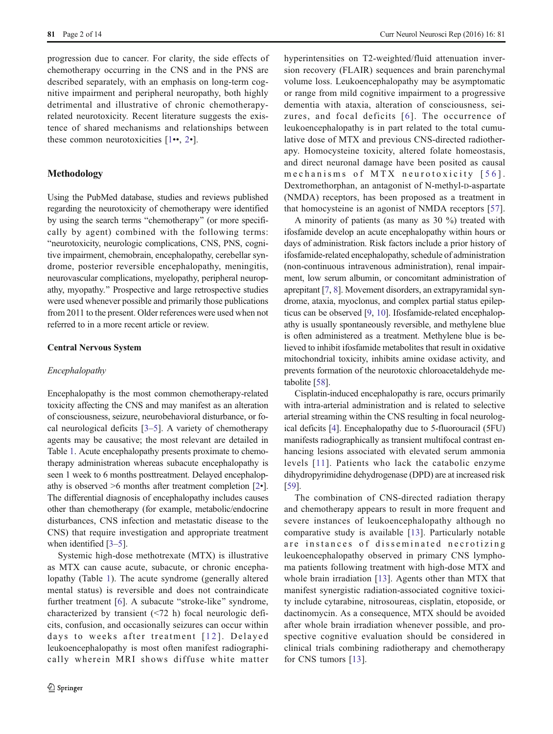progression due to cancer. For clarity, the side effects of chemotherapy occurring in the CNS and in the PNS are described separately, with an emphasis on long-term cognitive impairment and peripheral neuropathy, both highly detrimental and illustrative of chronic chemotherapy-related neurotoxicity. Recent literature suggests the existence of shared mechanisms and relationships between these common neurotoxicities [1••, 2•].

## Methodology

Using the PubMed database, studies and reviews published regarding the neurotoxicity of chemotherapy were identified by using the search terms "chemotherapy" (or more specifically by agent) combined with the following terms: "neurotoxicity, neurologic complications, CNS, PNS, cognitive impairment, chemobrain, encephalopathy, cerebellar syndrome, posterior reversible encephalopathy, meningitis, neurovascular complications, myelopathy, peripheral neuropathy, myopathy." Prospective and large retrospective studies were used whenever possible and primarily those publications from 2011 to the present. Older references were used when not referred to in a more recent article or review.

### Central Nervous System

#### *Encephalopathy*

Encephalopathy is the most common chemotherapy-related toxicity affecting the CNS and may manifest as an alteration of consciousness, seizure, neurobehavioral disturbance, or focal neurological deficits [3–5]. A variety of chemotherapy agents may be causative; the most relevant are detailed in Table 1. Acute encephalopathy presents proximate to chemotherapy administration whereas subacute encephalopathy is seen 1 week to 6 months posttreatment. Delayed encephalopathy is observed >6 months after treatment completion [2•]. The differential diagnosis of encephalopathy includes causes other than chemotherapy (for example, metabolic/endocrine disturbances, CNS infection and metastatic disease to the CNS) that require investigation and appropriate treatment when identified [3–5].

Systemic high-dose methotrexate (MTX) is illustrative as MTX can cause acute, subacute, or chronic encephalopathy (Table 1). The acute syndrome (generally altered mental status) is reversible and does not contraindicate further treatment [6]. A subacute "stroke-like" syndrome, characterized by transient (<72 h) focal neurologic deficits, confusion, and occasionally seizures can occur within days to weeks after treatment [12]. Delayed leukoencephalopathy is most often manifest radiographically wherein MRI shows diffuse white matter hyperintensities on T2-weighted/fluid attenuation inversion recovery (FLAIR) sequences and brain parenchymal volume loss. Leukoencephalopathy may be asymptomatic or range from mild cognitive impairment to a progressive dementia with ataxia, alteration of consciousness, seizures, and focal deficits [6]. The occurrence of leukoencephalopathy is in part related to the total cumulative dose of MTX and previous CNS-directed radiotherapy. Homocysteine toxicity, altered folate homeostasis, and direct neuronal damage have been posited as causal mechanisms of MTX neurotoxicity [56]. Dextromethorphan, an antagonist of N-methyl-D-aspartate (NMDA) receptors, has been proposed as a treatment in that homocysteine is an agonist of NMDA receptors [57].

A minority of patients (as many as 30 %) treated with ifosfamide develop an acute encephalopathy within hours or days of administration. Risk factors include a prior history of ifosfamide-related encephalopathy, schedule of administration (non-continuous intravenous administration), renal impairment, low serum albumin, or concomitant administration of aprepitant [7, 8]. Movement disorders, an extrapyramidal syndrome, ataxia, myoclonus, and complex partial status epilepticus can be observed [9, 10]. Ifosfamide-related encephalopathy is usually spontaneously reversible, and methylene blue is often administered as a treatment. Methylene blue is believed to inhibit ifosfamide metabolites that result in oxidative mitochondrial toxicity, inhibits amine oxidase activity, and prevents formation of the neurotoxic chloroacetaldehyde metabolite [58].

Cisplatin-induced encephalopathy is rare, occurs primarily with intra-arterial administration and is related to selective arterial streaming within the CNS resulting in focal neurological deficits [4]. Encephalopathy due to 5-fluorouracil (5FU) manifests radiographically as transient multifocal contrast enhancing lesions associated with elevated serum ammonia levels [11]. Patients who lack the catabolic enzyme dihydropyrimidine dehydrogenase (DPD) are at increased risk [59].

The combination of CNS-directed radiation therapy and chemotherapy appears to result in more frequent and severe instances of leukoencephalopathy although no comparative study is available [13]. Particularly notable are instances of disseminated necrotizing leukoencephalopathy observed in primary CNS lymphoma patients following treatment with high-dose MTX and whole brain irradiation [13]. Agents other than MTX that manifest synergistic radiation-associated cognitive toxicity include cytarabine, nitrosoureas, cisplatin, etoposide, or dactinomycin. As a consequence, MTX should be avoided after whole brain irradiation whenever possible, and prospective cognitive evaluation should be considered in clinical trials combining radiotherapy and chemotherapy for CNS tumors [13].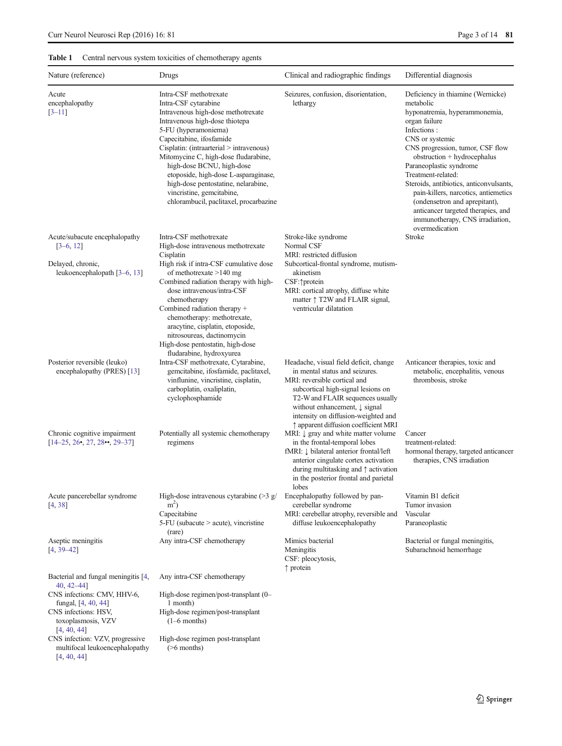**Table 1** Central nervous system toxicities of chemotherapy agents

| Nature (reference) | Drugs | Clinical and radiographic findings | Differential diagnosis |
|---|---|---|---|
| Acute encephalopathy [3–11] | Intra-CSF methotrexate<br>Intra-CSF cytarabine<br>Intravenous high-dose methotrexate<br>Intravenous high-dose thiotepa<br>5-FU (hyperamoniema)<br>Capecitabine, ifosfamide<br>Cisplatin: (intraarterial > intravenous)<br>Mitomycine C, high-dose fludarabine, high-dose BCNU, high-dose etoposide, high-dose L-asparaginase, high-dose pentostatine, nelarabine, vincristine, gemcitabine, chlorambucil, paclitaxel, procarbazine | Seizures, confusion, disorientation, lethargy | Deficiency in thiamine (Wernicke)<br>metabolic<br>hyponatremia, hyperammonemia, organ failure<br>Infections :<br>CNS or systemic<br>CNS progression, tumor, CSF flow obstruction + hydrocephalus<br>Paraneoplastic syndrome<br>Treatment-related:<br>Steroids, antibiotics, anticonvulsants, pain-killers, narcotics, antiemetics (ondensetron and aprepitant), anticancer targeted therapies, and immunotherapy, CNS irradiation, overmedication |
| Acute/subacute encephalopathy [3–6, 12] | Intra-CSF methotrexate<br>High-dose intravenous methotrexate<br>Cisplatin | Stroke-like syndrome<br>Normal CSF<br>MRI: restricted diffusion | Stroke |
| Delayed, chronic, leukoencephalopath [3–6, 13] | High risk if intra-CSF cumulative dose of methotrexate >140 mg<br>Combined radiation therapy with high-dose intravenous/intra-CSF chemotherapy<br>Combined radiation therapy + chemotherapy: methotrexate, aracytine, cisplatin, etoposide, nitrosoureas, dactinomycin<br>High-dose pentostatin, high-dose fludarabine, hydroxyurea | Subcortical-frontal syndrome, mutism-akinetism<br>CSF:↑protein<br>MRI: cortical atrophy, diffuse white matter ↑ T2W and FLAIR signal, ventricular dilatation | |
| Posterior reversible (leuko) encephalopathy (PRES) [13] | Intra-CSF methotrexate, Cytarabine, gemcitabine, ifosfamide, paclitaxel, vinflunine, vincristine, cisplatin, carboplatin, oxaliplatin, cyclophosphamide | Headache, visual field deficit, change in mental status and seizures.<br>MRI: reversible cortical and subcortical high-signal lesions on T2-W and FLAIR sequences usually without enhancement, ↓ signal intensity on diffusion-weighted and ↑ apparent diffusion coefficient MRI | Anticancer therapies, toxic and metabolic, encephalitis, venous thrombosis, stroke |
| Chronic cognitive impairment [14–25, 26•, 27, 28••, 29–37] | Potentially all systemic chemotherapy regimens | MRI: ↓ gray and white matter volume in the frontal-temporal lobes<br>fMRI: ↓ bilateral anterior frontal/left anterior cingulate cortex activation during multitasking and ↑ activation in the posterior frontal and parietal lobes | Cancer<br>treatment-related:<br>hormonal therapy, targeted anticancer therapies, CNS irradiation |
| Acute pancerebellar syndrome [4, 38] | High-dose intravenous cytarabine (>3 g/m$^2$)<br>Capecitabine<br>5-FU (subacute > acute), vincristine (rare) | Encephalopathy followed by pan-cerebellar syndrome<br>MRI: cerebellar atrophy, reversible and diffuse leukoencephalopathy | Vitamin B1 deficit<br>Tumor invasion<br>Vascular<br>Paraneoplastic |
| Aseptic meningitis [4, 39–42] | Any intra-CSF chemotherapy | Mimics bacterial Meningitis<br>CSF: pleocytosis,<br>↑ protein | Bacterial or fungal meningitis, Subarachnoid hemorrhage |
| Bacterial and fungal meningitis [4, 40, 42–44] | Any intra-CSF chemotherapy | | |
| CNS infections: CMV, HHV-6, fungal, [4, 40, 44] | High-dose regimen/post-transplant (0–1 month) | | |
| CNS infections: HSV, toxoplasmosis, VZV [4, 40, 44] | High-dose regimen/post-transplant (1–6 months) | | |
| CNS infection: VZV, progressive multifocal leukoencephalopathy [4, 40, 44] | High-dose regimen post-transplant (>6 months) | | |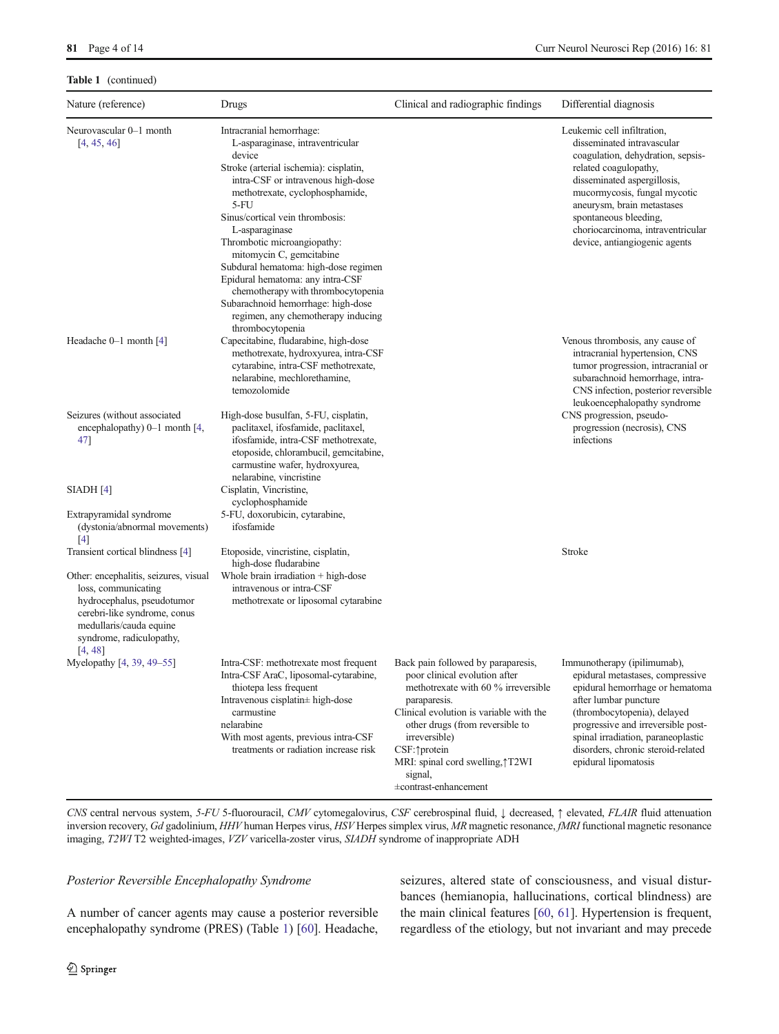**Table 1** (continued)

| Nature (reference) | Drugs | Clinical and radiographic findings | Differential diagnosis |
|---|---|---|---|
| Neurovascular 0–1 month [4, 45, 46] | Intracranial hemorrhage: L-asparaginase, intraventricular device<br>Stroke (arterial ischemia): cisplatin, intra-CSF or intravenous high-dose methotrexate, cyclophosphamide, 5-FU<br>Sinus/cortical vein thrombosis: L-asparaginase<br>Thrombotic microangiopathy: mitomycin C, gemcitabine<br>Subdural hematoma: high-dose regimen<br>Epidural hematoma: any intra-CSF chemotherapy with thrombocytopenia<br>Subarachnoid hemorrhage: high-dose regimen, any chemotherapy inducing thrombocytopenia | | Leukemic cell infiltration, disseminated intravascular coagulation, dehydration, sepsis-related coagulopathy, disseminated aspergillosis, mucormycosis, fungal mycotic aneurysm, brain metastases spontaneous bleeding, choriocarcinoma, intraventricular device, antiangiogenic agents |
| Headache 0–1 month [4] | Capecitabine, fludarabine, high-dose methotrexate, hydroxyurea, intra-CSF cytarabine, intra-CSF methotrexate, nelarabine, mechlorethamine, temozolomide | | Venous thrombosis, any cause of intracranial hypertension, CNS tumor progression, intracranial or subarachnoid hemorrhage, intra-CNS infection, posterior reversible leukoencephalopathy syndrome |
| Seizures (without associated encephalopathy) 0–1 month [4, 47] | High-dose busulfan, 5-FU, cisplatin, paclitaxel, ifosfamide, paclitaxel, ifosfamide, intra-CSF methotrexate, etoposide, chlorambucil, gemcitabine, carmustine wafer, hydroxyurea, nelarabine, vincristine | | CNS progression, pseudo-progression (necrosis), CNS infections |
| SIADH [4] | Cisplatin, Vincristine, cyclophosphamide | | |
| Extrapyramidal syndrome (dystonia/abnormal movements) [4] | 5-FU, doxorubicin, cytarabine, ifosfamide | | |
| Transient cortical blindness [4] | Etoposide, vincristine, cisplatin, high-dose fludarabine | | Stroke |
| Other: encephalitis, seizures, visual loss, communicating hydrocephalus, pseudotumor cerebri-like syndrome, conus medullaris/cauda equine syndrome, radiculopathy, [4, 48] | Whole brain irradiation + high-dose intravenous or intra-CSF methotrexate or liposomal cytarabine | | |
| Myelopathy [4, 39, 49–55] | Intra-CSF: methotrexate most frequent<br>Intra-CSF AraC, liposomal-cytarabine, thiotepa less frequent<br>Intravenous cisplatin± high-dose carmustine<br>nelarabine<br>With most agents, previous intra-CSF treatments or radiation increase risk | Back pain followed by paraparesis, poor clinical evolution after methotrexate with 60 % irreversible paraparesis.<br>Clinical evolution is variable with the other drugs (from reversible to irreversible)<br>CSF:↑protein<br>MRI: spinal cord swelling,↑T2WI signal,<br>±contrast-enhancement | Immunotherapy (ipilimumab), epidural metastases, compressive epidural hemorrhage or hematoma after lumbar puncture (thrombocytopenia), delayed progressive and irreversible post-spinal irradiation, paraneoplastic disorders, chronic steroid-related epidural lipomatosis |

*CNS* central nervous system, *5-FU* 5-fluorouracil, *CMV* cytomegalovirus, *CSF* cerebrospinal fluid, ↓ decreased, ↑ elevated, *FLAIR* fluid attenuation inversion recovery, *Gd* gadolinium, *HHV* human Herpes virus, *HSV* Herpes simplex virus, *MR* magnetic resonance, *fMRI* functional magnetic resonance imaging, *T2WI* T2 weighted-images, *VZV* varicella-zoster virus, *SIADH* syndrome of inappropriate ADH

*Posterior Reversible Encephalopathy Syndrome*

A number of cancer agents may cause a posterior reversible encephalopathy syndrome (PRES) (Table 1) [60]. Headache, seizures, altered state of consciousness, and visual disturbances (hemianopia, hallucinations, cortical blindness) are the main clinical features [60, 61]. Hypertension is frequent, regardless of the etiology, but not invariant and may precede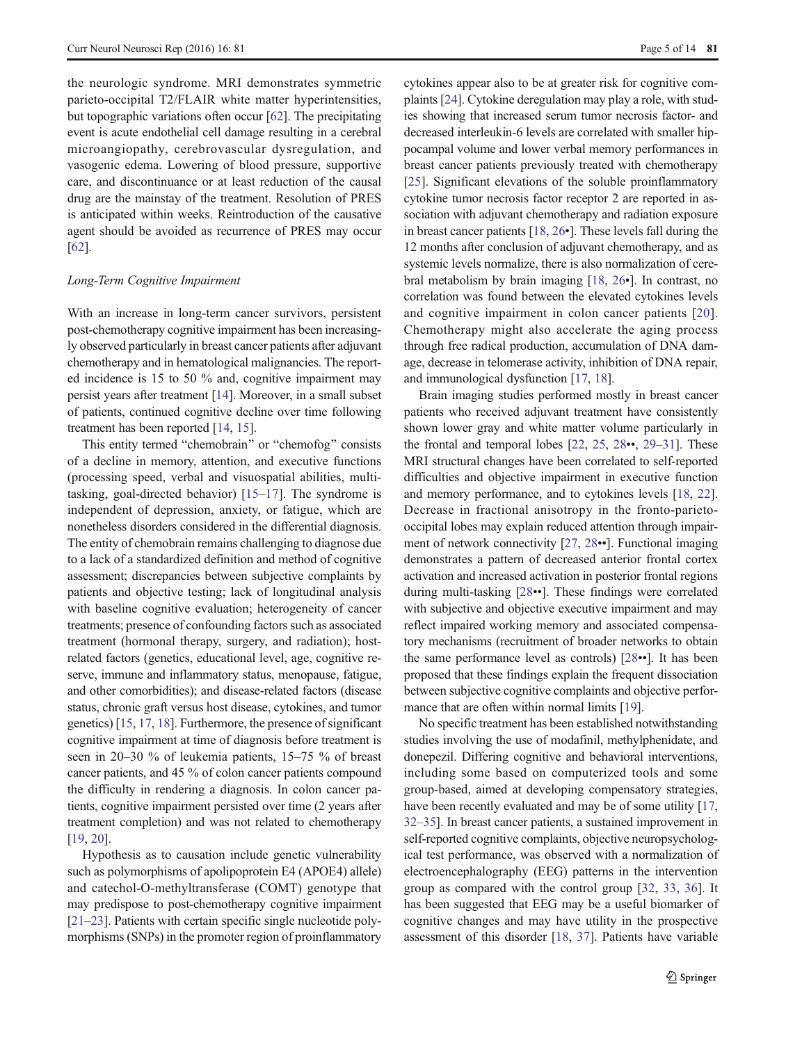the neurologic syndrome. MRI demonstrates symmetric parieto-occipital T2/FLAIR white matter hyperintensities, but topographic variations often occur [62]. The precipitating event is acute endothelial cell damage resulting in a cerebral microangiopathy, cerebrovascular dysregulation, and vasogenic edema. Lowering of blood pressure, supportive care, and discontinuance or at least reduction of the causal drug are the mainstay of the treatment. Resolution of PRES is anticipated within weeks. Reintroduction of the causative agent should be avoided as recurrence of PRES may occur [62].

### *Long-Term Cognitive Impairment*

With an increase in long-term cancer survivors, persistent post-chemotherapy cognitive impairment has been increasingly observed particularly in breast cancer patients after adjuvant chemotherapy and in hematological malignancies. The reported incidence is 15 to 50 % and, cognitive impairment may persist years after treatment [14]. Moreover, in a small subset of patients, continued cognitive decline over time following treatment has been reported [14, 15].

This entity termed "chemobrain" or "chemofog" consists of a decline in memory, attention, and executive functions (processing speed, verbal and visuospatial abilities, multi-tasking, goal-directed behavior) [15–17]. The syndrome is independent of depression, anxiety, or fatigue, which are nonetheless disorders considered in the differential diagnosis. The entity of chemobrain remains challenging to diagnose due to a lack of a standardized definition and method of cognitive assessment; discrepancies between subjective complaints by patients and objective testing; lack of longitudinal analysis with baseline cognitive evaluation; heterogeneity of cancer treatments; presence of confounding factors such as associated treatment (hormonal therapy, surgery, and radiation); host-related factors (genetics, educational level, age, cognitive reserve, immune and inflammatory status, menopause, fatigue, and other comorbidities); and disease-related factors (disease status, chronic graft versus host disease, cytokines, and tumor genetics) [15, 17, 18]. Furthermore, the presence of significant cognitive impairment at time of diagnosis before treatment is seen in 20–30 % of leukemia patients, 15–75 % of breast cancer patients, and 45 % of colon cancer patients compound the difficulty in rendering a diagnosis. In colon cancer patients, cognitive impairment persisted over time (2 years after treatment completion) and was not related to chemotherapy [19, 20].

Hypothesis as to causation include genetic vulnerability such as polymorphisms of apolipoprotein E4 (APOE4) allele) and catechol-O-methyltransferase (COMT) genotype that may predispose to post-chemotherapy cognitive impairment [21–23]. Patients with certain specific single nucleotide polymorphisms (SNPs) in the promoter region of proinflammatory cytokines appear also to be at greater risk for cognitive complaints [24]. Cytokine deregulation may play a role, with studies showing that increased serum tumor necrosis factor- and decreased interleukin-6 levels are correlated with smaller hippocampal volume and lower verbal memory performances in breast cancer patients previously treated with chemotherapy [25]. Significant elevations of the soluble proinflammatory cytokine tumor necrosis factor receptor 2 are reported in association with adjuvant chemotherapy and radiation exposure in breast cancer patients [18, 26•]. These levels fall during the 12 months after conclusion of adjuvant chemotherapy, and as systemic levels normalize, there is also normalization of cerebral metabolism by brain imaging [18, 26•]. In contrast, no correlation was found between the elevated cytokines levels and cognitive impairment in colon cancer patients [20]. Chemotherapy might also accelerate the aging process through free radical production, accumulation of DNA damage, decrease in telomerase activity, inhibition of DNA repair, and immunological dysfunction [17, 18].

Brain imaging studies performed mostly in breast cancer patients who received adjuvant treatment have consistently shown lower gray and white matter volume particularly in the frontal and temporal lobes [22, 25, 28••, 29–31]. These MRI structural changes have been correlated to self-reported difficulties and objective impairment in executive function and memory performance, and to cytokines levels [18, 22]. Decrease in fractional anisotropy in the fronto-parieto-occipital lobes may explain reduced attention through impairment of network connectivity [27, 28••]. Functional imaging demonstrates a pattern of decreased anterior frontal cortex activation and increased activation in posterior frontal regions during multi-tasking [28••]. These findings were correlated with subjective and objective executive impairment and may reflect impaired working memory and associated compensatory mechanisms (recruitment of broader networks to obtain the same performance level as controls) [28••]. It has been proposed that these findings explain the frequent dissociation between subjective cognitive complaints and objective performance that are often within normal limits [19].

No specific treatment has been established notwithstanding studies involving the use of modafinil, methylphenidate, and donepezil. Differing cognitive and behavioral interventions, including some based on computerized tools and some group-based, aimed at developing compensatory strategies, have been recently evaluated and may be of some utility [17, 32–35]. In breast cancer patients, a sustained improvement in self-reported cognitive complaints, objective neuropsychological test performance, was observed with a normalization of electroencephalography (EEG) patterns in the intervention group as compared with the control group [32, 33, 36]. It has been suggested that EEG may be a useful biomarker of cognitive changes and may have utility in the prospective assessment of this disorder [18, 37]. Patients have variable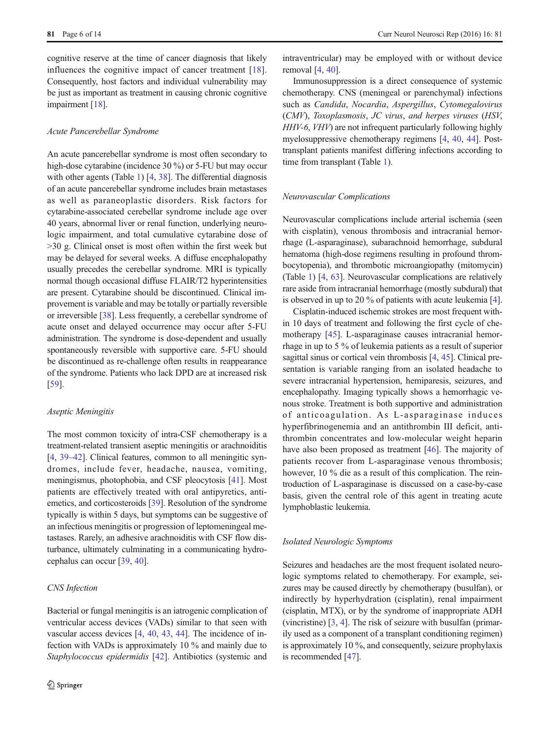cognitive reserve at the time of cancer diagnosis that likely influences the cognitive impact of cancer treatment [18]. Consequently, host factors and individual vulnerability may be just as important as treatment in causing chronic cognitive impairment [18].

### *Acute Pancerebellar Syndrome*

An acute pancerebellar syndrome is most often secondary to high-dose cytarabine (incidence 30 %) or 5-FU but may occur with other agents (Table 1) [4, 38]. The differential diagnosis of an acute pancerebellar syndrome includes brain metastases as well as paraneoplastic disorders. Risk factors for cytarabine-associated cerebellar syndrome include age over 40 years, abnormal liver or renal function, underlying neurologic impairment, and total cumulative cytarabine dose of >30 g. Clinical onset is most often within the first week but may be delayed for several weeks. A diffuse encephalopathy usually precedes the cerebellar syndrome. MRI is typically normal though occasional diffuse FLAIR/T2 hyperintensities are present. Cytarabine should be discontinued. Clinical improvement is variable and may be totally or partially reversible or irreversible [38]. Less frequently, a cerebellar syndrome of acute onset and delayed occurrence may occur after 5-FU administration. The syndrome is dose-dependent and usually spontaneously reversible with supportive care. 5-FU should be discontinued as re-challenge often results in reappearance of the syndrome. Patients who lack DPD are at increased risk [59].

### *Aseptic Meningitis*

The most common toxicity of intra-CSF chemotherapy is a treatment-related transient aseptic meningitis or arachnoiditis [4, 39–42]. Clinical features, common to all meningitic syndromes, include fever, headache, nausea, vomiting, meningismus, photophobia, and CSF pleocytosis [41]. Most patients are effectively treated with oral antipyretics, antiemetics, and corticosteroids [39]. Resolution of the syndrome typically is within 5 days, but symptoms can be suggestive of an infectious meningitis or progression of leptomeningeal metastases. Rarely, an adhesive arachnoiditis with CSF flow disturbance, ultimately culminating in a communicating hydrocephalus can occur [39, 40].

### *CNS Infection*

Bacterial or fungal meningitis is an iatrogenic complication of ventricular access devices (VADs) similar to that seen with vascular access devices [4, 40, 43, 44]. The incidence of infection with VADs is approximately 10 % and mainly due to *Staphylococcus epidermidis* [42]. Antibiotics (systemic and intraventricular) may be employed with or without device removal [4, 40].

Immunosuppression is a direct consequence of systemic chemotherapy. CNS (meningeal or parenchymal) infections such as *Candida*, *Nocardia*, *Aspergillus*, *Cytomegalovirus* (*CMV*), *Toxoplasmosis*, *JC virus*, *and herpes viruses* (*HSV*, *HHV-6*, *VHV*) are not infrequent particularly following highly myelosuppressive chemotherapy regimens [4, 40, 44]. Post-transplant patients manifest differing infections according to time from transplant (Table 1).

### *Neurovascular Complications*

Neurovascular complications include arterial ischemia (seen with cisplatin), venous thrombosis and intracranial hemorrhage (L-asparaginase), subarachnoid hemorrhage, subdural hematoma (high-dose regimens resulting in profound thrombocytopenia), and thrombotic microangiopathy (mitomycin) (Table 1) [4, 63]. Neurovascular complications are relatively rare aside from intracranial hemorrhage (mostly subdural) that is observed in up to 20 % of patients with acute leukemia [4].

Cisplatin-induced ischemic strokes are most frequent within 10 days of treatment and following the first cycle of chemotherapy [45]. L-asparaginase causes intracranial hemorrhage in up to 5 % of leukemia patients as a result of superior sagittal sinus or cortical vein thrombosis [4, 45]. Clinical presentation is variable ranging from an isolated headache to severe intracranial hypertension, hemiparesis, seizures, and encephalopathy. Imaging typically shows a hemorrhagic venous stroke. Treatment is both supportive and administration of anticoagulation. As L-asparaginase induces hyperfibrinogenemia and an antithrombin III deficit, antithrombin concentrates and low-molecular weight heparin have also been proposed as treatment [46]. The majority of patients recover from L-asparaginase venous thrombosis; however, 10 % die as a result of this complication. The reintroduction of L-asparaginase is discussed on a case-by-case basis, given the central role of this agent in treating acute lymphoblastic leukemia.

### *Isolated Neurologic Symptoms*

Seizures and headaches are the most frequent isolated neurologic symptoms related to chemotherapy. For example, seizures may be caused directly by chemotherapy (busulfan), or indirectly by hyperhydration (cisplatin), renal impairment (cisplatin, MTX), or by the syndrome of inappropriate ADH (vincristine) [3, 4]. The risk of seizure with busulfan (primarily used as a component of a transplant conditioning regimen) is approximately 10 %, and consequently, seizure prophylaxis is recommended [47].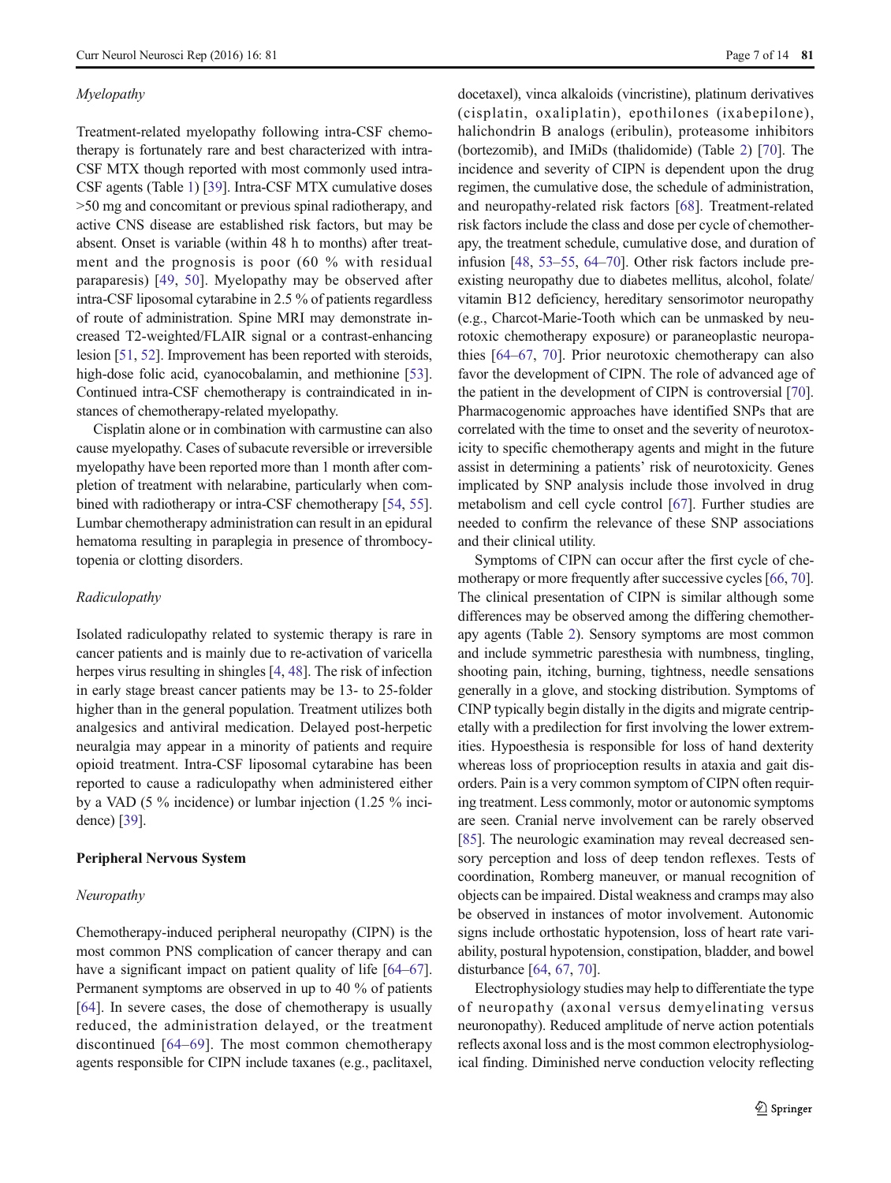*Myelopathy*

Treatment-related myelopathy following intra-CSF chemotherapy is fortunately rare and best characterized with intra-CSF MTX though reported with most commonly used intra-CSF agents (Table 1) [39]. Intra-CSF MTX cumulative doses >50 mg and concomitant or previous spinal radiotherapy, and active CNS disease are established risk factors, but may be absent. Onset is variable (within 48 h to months) after treatment and the prognosis is poor (60 % with residual paraparesis) [49, 50]. Myelopathy may be observed after intra-CSF liposomal cytarabine in 2.5 % of patients regardless of route of administration. Spine MRI may demonstrate increased T2-weighted/FLAIR signal or a contrast-enhancing lesion [51, 52]. Improvement has been reported with steroids, high-dose folic acid, cyanocobalamin, and methionine [53]. Continued intra-CSF chemotherapy is contraindicated in instances of chemotherapy-related myelopathy.

Cisplatin alone or in combination with carmustine can also cause myelopathy. Cases of subacute reversible or irreversible myelopathy have been reported more than 1 month after completion of treatment with nelarabine, particularly when combined with radiotherapy or intra-CSF chemotherapy [54, 55]. Lumbar chemotherapy administration can result in an epidural hematoma resulting in paraplegia in presence of thrombocytopenia or clotting disorders.

*Radiculopathy*

Isolated radiculopathy related to systemic therapy is rare in cancer patients and is mainly due to re-activation of varicella herpes virus resulting in shingles [4, 48]. The risk of infection in early stage breast cancer patients may be 13- to 25-folder higher than in the general population. Treatment utilizes both analgesics and antiviral medication. Delayed post-herpetic neuralgia may appear in a minority of patients and require opioid treatment. Intra-CSF liposomal cytarabine has been reported to cause a radiculopathy when administered either by a VAD (5 % incidence) or lumbar injection (1.25 % incidence) [39].

## Peripheral Nervous System

*Neuropathy*

Chemotherapy-induced peripheral neuropathy (CIPN) is the most common PNS complication of cancer therapy and can have a significant impact on patient quality of life [64–67]. Permanent symptoms are observed in up to 40 % of patients [64]. In severe cases, the dose of chemotherapy is usually reduced, the administration delayed, or the treatment discontinued [64–69]. The most common chemotherapy agents responsible for CIPN include taxanes (e.g., paclitaxel, docetaxel), vinca alkaloids (vincristine), platinum derivatives (cisplatin, oxaliplatin), epothilones (ixabepilone), halichondrin B analogs (eribulin), proteasome inhibitors (bortezomib), and IMiDs (thalidomide) (Table 2) [70]. The incidence and severity of CIPN is dependent upon the drug regimen, the cumulative dose, the schedule of administration, and neuropathy-related risk factors [68]. Treatment-related risk factors include the class and dose per cycle of chemotherapy, the treatment schedule, cumulative dose, and duration of infusion [48, 53–55, 64–70]. Other risk factors include pre-existing neuropathy due to diabetes mellitus, alcohol, folate/vitamin B12 deficiency, hereditary sensorimotor neuropathy (e.g., Charcot-Marie-Tooth which can be unmasked by neurotoxic chemotherapy exposure) or paraneoplastic neuropathies [64–67, 70]. Prior neurotoxic chemotherapy can also favor the development of CIPN. The role of advanced age of the patient in the development of CIPN is controversial [70]. Pharmacogenomic approaches have identified SNPs that are correlated with the time to onset and the severity of neurotoxicity to specific chemotherapy agents and might in the future assist in determining a patients' risk of neurotoxicity. Genes implicated by SNP analysis include those involved in drug metabolism and cell cycle control [67]. Further studies are needed to confirm the relevance of these SNP associations and their clinical utility.

Symptoms of CIPN can occur after the first cycle of chemotherapy or more frequently after successive cycles [66, 70]. The clinical presentation of CIPN is similar although some differences may be observed among the differing chemotherapy agents (Table 2). Sensory symptoms are most common and include symmetric paresthesia with numbness, tingling, shooting pain, itching, burning, tightness, needle sensations generally in a glove, and stocking distribution. Symptoms of CINP typically begin distally in the digits and migrate centripetally with a predilection for first involving the lower extremities. Hypoesthesia is responsible for loss of hand dexterity whereas loss of proprioception results in ataxia and gait disorders. Pain is a very common symptom of CIPN often requiring treatment. Less commonly, motor or autonomic symptoms are seen. Cranial nerve involvement can be rarely observed [85]. The neurologic examination may reveal decreased sensory perception and loss of deep tendon reflexes. Tests of coordination, Romberg maneuver, or manual recognition of objects can be impaired. Distal weakness and cramps may also be observed in instances of motor involvement. Autonomic signs include orthostatic hypotension, loss of heart rate variability, postural hypotension, constipation, bladder, and bowel disturbance [64, 67, 70].

Electrophysiology studies may help to differentiate the type of neuropathy (axonal versus demyelinating versus neuronopathy). Reduced amplitude of nerve action potentials reflects axonal loss and is the most common electrophysiological finding. Diminished nerve conduction velocity reflecting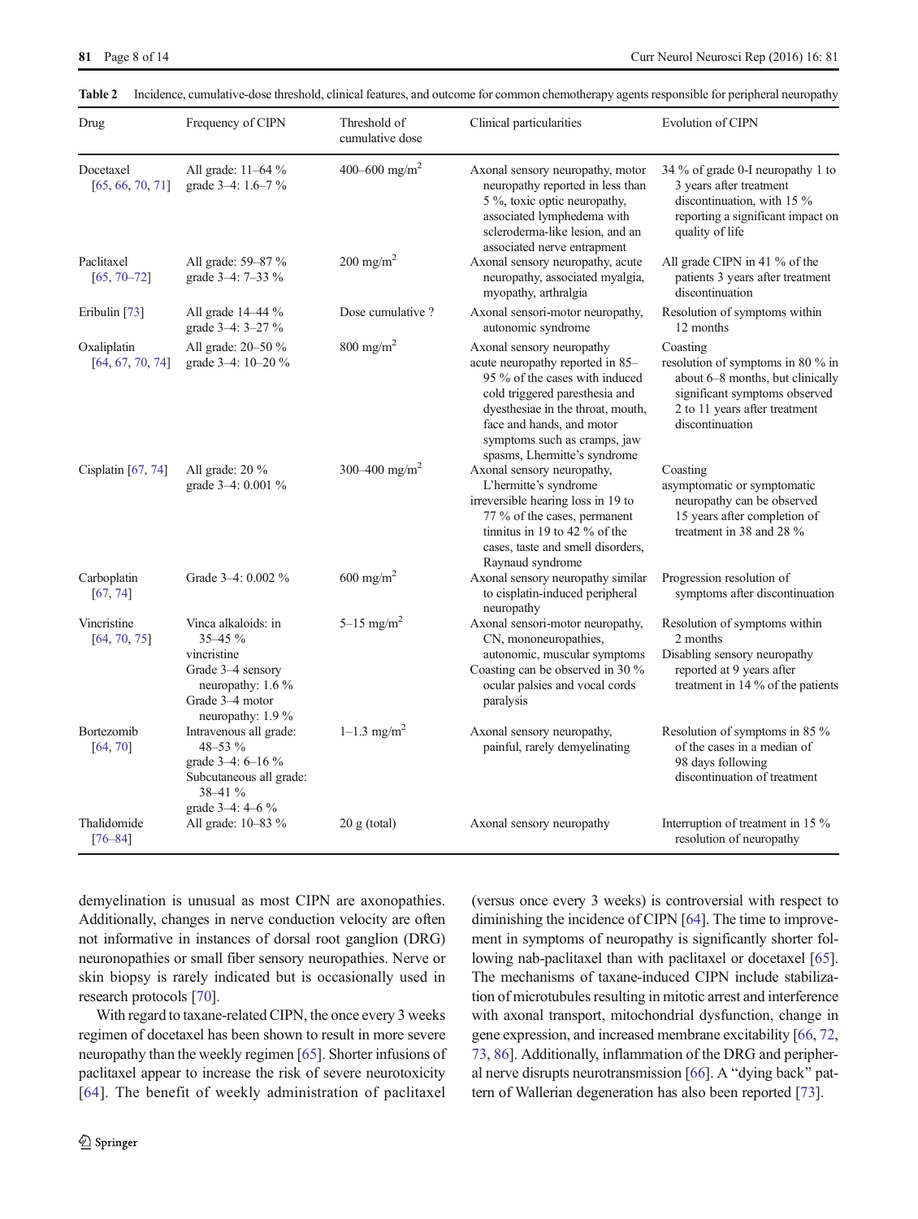**Table 2** Incidence, cumulative-dose threshold, clinical features, and outcome for common chemotherapy agents responsible for peripheral neuropathy

| Drug | Frequency of CIPN | Threshold of cumulative dose | Clinical particularities | Evolution of CIPN |
|---|---|---|---|---|
| Docetaxel [65, 66, 70, 71] | All grade: 11–64 % grade 3–4: 1.6–7 % | 400–600 mg/m$^2$ | Axonal sensory neuropathy, motor neuropathy reported in less than 5 %, toxic optic neuropathy, associated lymphedema with scleroderma-like lesion, and an associated nerve entrapment | 34 % of grade 0-I neuropathy 1 to 3 years after treatment discontinuation, with 15 % reporting a significant impact on quality of life |
| Paclitaxel [65, 70–72] | All grade: 59–87 % grade 3–4: 7–33 % | 200 mg/m$^2$ | Axonal sensory neuropathy, acute neuropathy, associated myalgia, myopathy, arthralgia | All grade CIPN in 41 % of the patients 3 years after treatment discontinuation |
| Eribulin [73] | All grade 14–44 % grade 3–4: 3–27 % | Dose cumulative ? | Axonal sensori-motor neuropathy, autonomic syndrome | Resolution of symptoms within 12 months |
| Oxaliplatin [64, 67, 70, 74] | All grade: 20–50 % grade 3–4: 10–20 % | 800 mg/m$^2$ | Axonal sensory neuropathy acute neuropathy reported in 85–95 % of the cases with induced cold triggered paresthesia and dyesthesiae in the throat, mouth, face and hands, and motor symptoms such as cramps, jaw spasms, Lhermitte's syndrome | Coasting resolution of symptoms in 80 % in about 6–8 months, but clinically significant symptoms observed 2 to 11 years after treatment discontinuation |
| Cisplatin [67, 74] | All grade: 20 % grade 3–4: 0.001 % | 300–400 mg/m$^2$ | Axonal sensory neuropathy, L'hermitte's syndrome irreversible hearing loss in 19 to 77 % of the cases, permanent tinnitus in 19 to 42 % of the cases, taste and smell disorders, Raynaud syndrome | Coasting asymptomatic or symptomatic neuropathy can be observed 15 years after completion of treatment in 38 and 28 % |
| Carboplatin [67, 74] | Grade 3–4: 0.002 % | 600 mg/m$^2$ | Axonal sensory neuropathy similar to cisplatin-induced peripheral neuropathy | Progression resolution of symptoms after discontinuation |
| Vincristine [64, 70, 75] | Vinca alkaloids: in 35–45 % vincristine Grade 3–4 sensory neuropathy: 1.6 % Grade 3–4 motor neuropathy: 1.9 % | 5–15 mg/m$^2$ | Axonal sensori-motor neuropathy, CN, mononeuropathies, autonomic, muscular symptoms Coasting can be observed in 30 % ocular palsies and vocal cords paralysis | Resolution of symptoms within 2 months Disabling sensory neuropathy reported at 9 years after treatment in 14 % of the patients |
| Bortezomib [64, 70] | Intravenous all grade: 48–53 % grade 3–4: 6–16 % Subcutaneous all grade: 38–41 % grade 3–4: 4–6 % | 1–1.3 mg/m$^2$ | Axonal sensory neuropathy, painful, rarely demyelinating | Resolution of symptoms in 85 % of the cases in a median of 98 days following discontinuation of treatment |
| Thalidomide [76–84] | All grade: 10–83 % | 20 g (total) | Axonal sensory neuropathy | Interruption of treatment in 15 % resolution of neuropathy |

demyelination is unusual as most CIPN are axonopathies. Additionally, changes in nerve conduction velocity are often not informative in instances of dorsal root ganglion (DRG) neuronopathies or small fiber sensory neuropathies. Nerve or skin biopsy is rarely indicated but is occasionally used in research protocols [70].

With regard to taxane-related CIPN, the once every 3 weeks regimen of docetaxel has been shown to result in more severe neuropathy than the weekly regimen [65]. Shorter infusions of paclitaxel appear to increase the risk of severe neurotoxicity [64]. The benefit of weekly administration of paclitaxel (versus once every 3 weeks) is controversial with respect to diminishing the incidence of CIPN [64]. The time to improvement in symptoms of neuropathy is significantly shorter following nab-paclitaxel than with paclitaxel or docetaxel [65]. The mechanisms of taxane-induced CIPN include stabilization of microtubules resulting in mitotic arrest and interference with axonal transport, mitochondrial dysfunction, change in gene expression, and increased membrane excitability [66, 72, 73, 86]. Additionally, inflammation of the DRG and peripheral nerve disrupts neurotransmission [66]. A "dying back" pattern of Wallerian degeneration has also been reported [73].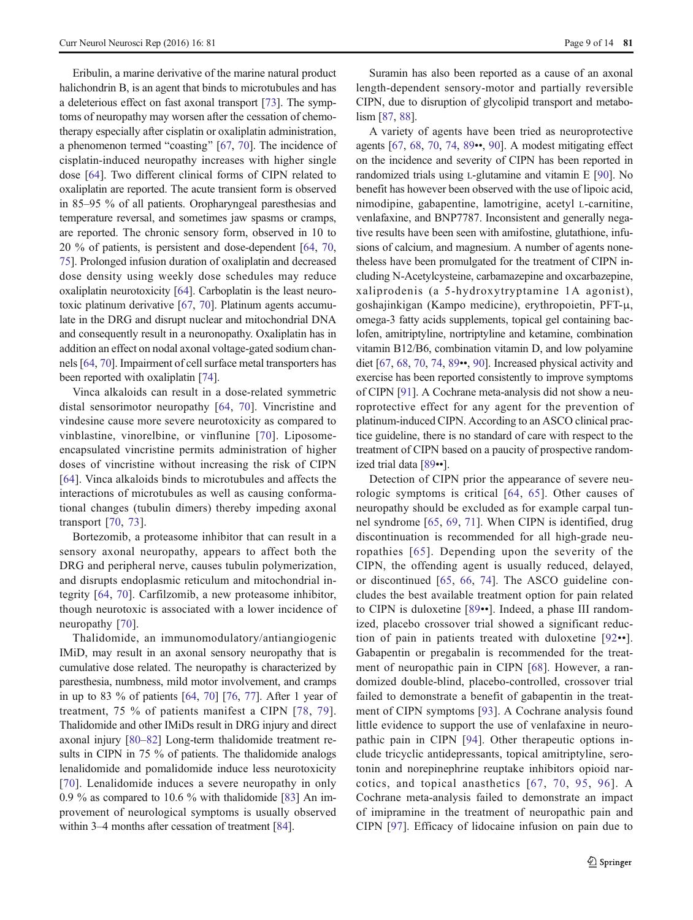Eribulin, a marine derivative of the marine natural product halichondrin B, is an agent that binds to microtubules and has a deleterious effect on fast axonal transport [73]. The symptoms of neuropathy may worsen after the cessation of chemotherapy especially after cisplatin or oxaliplatin administration, a phenomenon termed "coasting" [67, 70]. The incidence of cisplatin-induced neuropathy increases with higher single dose [64]. Two different clinical forms of CIPN related to oxaliplatin are reported. The acute transient form is observed in 85–95 % of all patients. Oropharyngeal paresthesias and temperature reversal, and sometimes jaw spasms or cramps, are reported. The chronic sensory form, observed in 10 to 20 % of patients, is persistent and dose-dependent [64, 70, 75]. Prolonged infusion duration of oxaliplatin and decreased dose density using weekly dose schedules may reduce oxaliplatin neurotoxicity [64]. Carboplatin is the least neurotoxic platinum derivative [67, 70]. Platinum agents accumulate in the DRG and disrupt nuclear and mitochondrial DNA and consequently result in a neuronopathy. Oxaliplatin has in addition an effect on nodal axonal voltage-gated sodium channels [64, 70]. Impairment of cell surface metal transporters has been reported with oxaliplatin [74].

Vinca alkaloids can result in a dose-related symmetric distal sensorimotor neuropathy [64, 70]. Vincristine and vindesine cause more severe neurotoxicity as compared to vinblastine, vinorelbine, or vinflunine [70]. Liposome-encapsulated vincristine permits administration of higher doses of vincristine without increasing the risk of CIPN [64]. Vinca alkaloids binds to microtubules and affects the interactions of microtubules as well as causing conformational changes (tubulin dimers) thereby impeding axonal transport [70, 73].

Bortezomib, a proteasome inhibitor that can result in a sensory axonal neuropathy, appears to affect both the DRG and peripheral nerve, causes tubulin polymerization, and disrupts endoplasmic reticulum and mitochondrial integrity [64, 70]. Carfilzomib, a new proteasome inhibitor, though neurotoxic is associated with a lower incidence of neuropathy [70].

Thalidomide, an immunomodulatory/antiangiogenic IMiD, may result in an axonal sensory neuropathy that is cumulative dose related. The neuropathy is characterized by paresthesia, numbness, mild motor involvement, and cramps in up to 83 % of patients [64, 70] [76, 77]. After 1 year of treatment, 75 % of patients manifest a CIPN [78, 79]. Thalidomide and other IMiDs result in DRG injury and direct axonal injury [80–82] Long-term thalidomide treatment results in CIPN in 75 % of patients. The thalidomide analogs lenalidomide and pomalidomide induce less neurotoxicity [70]. Lenalidomide induces a severe neuropathy in only 0.9 % as compared to 10.6 % with thalidomide [83] An improvement of neurological symptoms is usually observed within 3–4 months after cessation of treatment [84].

Suramin has also been reported as a cause of an axonal length-dependent sensory-motor and partially reversible CIPN, due to disruption of glycolipid transport and metabolism [87, 88].

A variety of agents have been tried as neuroprotective agents [67, 68, 70, 74, 89••, 90]. A modest mitigating effect on the incidence and severity of CIPN has been reported in randomized trials using L-glutamine and vitamin E [90]. No benefit has however been observed with the use of lipoic acid, nimodipine, gabapentine, lamotrigine, acetyl L-carnitine, venlafaxine, and BNP7787. Inconsistent and generally negative results have been seen with amifostine, glutathione, infusions of calcium, and magnesium. A number of agents nonetheless have been promulgated for the treatment of CIPN including N-Acetylcysteine, carbamazepine and oxcarbazepine, xaliprodenis (a 5-hydroxytryptamine 1A agonist), goshajinkigan (Kampo medicine), erythropoietin, PFT-μ, omega-3 fatty acids supplements, topical gel containing baclofen, amitriptyline, nortriptyline and ketamine, combination vitamin B12/B6, combination vitamin D, and low polyamine diet [67, 68, 70, 74, 89••, 90]. Increased physical activity and exercise has been reported consistently to improve symptoms of CIPN [91]. A Cochrane meta-analysis did not show a neuroprotective effect for any agent for the prevention of platinum-induced CIPN. According to an ASCO clinical practice guideline, there is no standard of care with respect to the treatment of CIPN based on a paucity of prospective randomized trial data [89••].

Detection of CIPN prior the appearance of severe neurologic symptoms is critical [64, 65]. Other causes of neuropathy should be excluded as for example carpal tunnel syndrome [65, 69, 71]. When CIPN is identified, drug discontinuation is recommended for all high-grade neuropathies [65]. Depending upon the severity of the CIPN, the offending agent is usually reduced, delayed, or discontinued [65, 66, 74]. The ASCO guideline concludes the best available treatment option for pain related to CIPN is duloxetine [89••]. Indeed, a phase III randomized, placebo crossover trial showed a significant reduction of pain in patients treated with duloxetine [92••]. Gabapentin or pregabalin is recommended for the treatment of neuropathic pain in CIPN [68]. However, a randomized double-blind, placebo-controlled, crossover trial failed to demonstrate a benefit of gabapentin in the treatment of CIPN symptoms [93]. A Cochrane analysis found little evidence to support the use of venlafaxine in neuropathic pain in CIPN [94]. Other therapeutic options include tricyclic antidepressants, topical amitriptyline, serotonin and norepinephrine reuptake inhibitors opioid narcotics, and topical anasthetics [67, 70, 95, 96]. A Cochrane meta-analysis failed to demonstrate an impact of imipramine in the treatment of neuropathic pain and CIPN [97]. Efficacy of lidocaine infusion on pain due to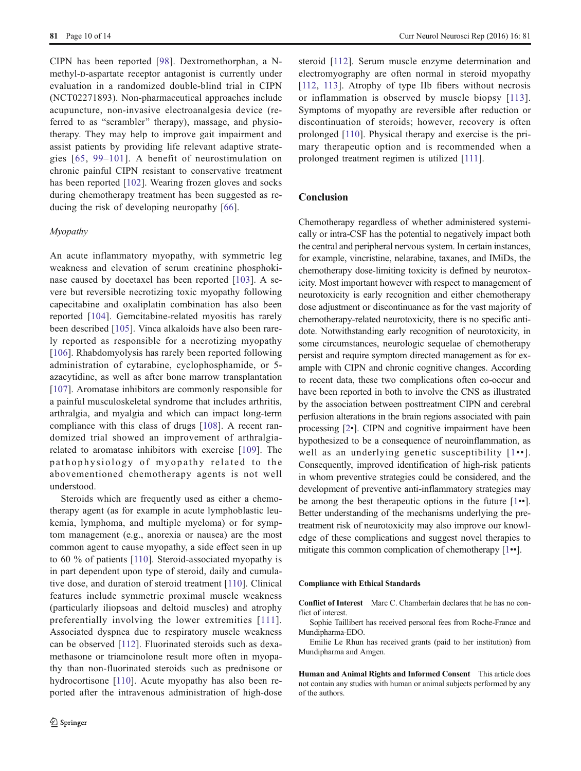CIPN has been reported [98]. Dextromethorphan, a N-methyl-D-aspartate receptor antagonist is currently under evaluation in a randomized double-blind trial in CIPN (NCT02271893). Non-pharmaceutical approaches include acupuncture, non-invasive electroanalgesia device (referred to as "scrambler" therapy), massage, and physiotherapy. They may help to improve gait impairment and assist patients by providing life relevant adaptive strategies [65, 99–101]. A benefit of neurostimulation on chronic painful CIPN resistant to conservative treatment has been reported [102]. Wearing frozen gloves and socks during chemotherapy treatment has been suggested as reducing the risk of developing neuropathy [66].

### *Myopathy*

An acute inflammatory myopathy, with symmetric leg weakness and elevation of serum creatinine phosphokinase caused by docetaxel has been reported [103]. A severe but reversible necrotizing toxic myopathy following capecitabine and oxaliplatin combination has also been reported [104]. Gemcitabine-related myositis has rarely been described [105]. Vinca alkaloids have also been rarely reported as responsible for a necrotizing myopathy [106]. Rhabdomyolysis has rarely been reported following administration of cytarabine, cyclophosphamide, or 5-azacytidine, as well as after bone marrow transplantation [107]. Aromatase inhibitors are commonly responsible for a painful musculoskeletal syndrome that includes arthritis, arthralgia, and myalgia and which can impact long-term compliance with this class of drugs [108]. A recent randomized trial showed an improvement of arthralgia-related to aromatase inhibitors with exercise [109]. The pathophysiology of myopathy related to the abovementioned chemotherapy agents is not well understood.

Steroids which are frequently used as either a chemotherapy agent (as for example in acute lymphoblastic leukemia, lymphoma, and multiple myeloma) or for symptom management (e.g., anorexia or nausea) are the most common agent to cause myopathy, a side effect seen in up to 60 % of patients [110]. Steroid-associated myopathy is in part dependent upon type of steroid, daily and cumulative dose, and duration of steroid treatment [110]. Clinical features include symmetric proximal muscle weakness (particularly iliopsoas and deltoid muscles) and atrophy preferentially involving the lower extremities [111]. Associated dyspnea due to respiratory muscle weakness can be observed [112]. Fluorinated steroids such as dexamethasone or triamcinolone result more often in myopathy than non-fluorinated steroids such as prednisone or hydrocortisone [110]. Acute myopathy has also been reported after the intravenous administration of high-dose steroid [112]. Serum muscle enzyme determination and electromyography are often normal in steroid myopathy [112, 113]. Atrophy of type IIb fibers without necrosis or inflammation is observed by muscle biopsy [113]. Symptoms of myopathy are reversible after reduction or discontinuation of steroids; however, recovery is often prolonged [110]. Physical therapy and exercise is the primary therapeutic option and is recommended when a prolonged treatment regimen is utilized [111].

## Conclusion

Chemotherapy regardless of whether administered systemically or intra-CSF has the potential to negatively impact both the central and peripheral nervous system. In certain instances, for example, vincristine, nelarabine, taxanes, and IMiDs, the chemotherapy dose-limiting toxicity is defined by neurotoxicity. Most important however with respect to management of neurotoxicity is early recognition and either chemotherapy dose adjustment or discontinuance as for the vast majority of chemotherapy-related neurotoxicity, there is no specific antidote. Notwithstanding early recognition of neurotoxicity, in some circumstances, neurologic sequelae of chemotherapy persist and require symptom directed management as for example with CIPN and chronic cognitive changes. According to recent data, these two complications often co-occur and have been reported in both to involve the CNS as illustrated by the association between posttreatment CIPN and cerebral perfusion alterations in the brain regions associated with pain processing [2•]. CIPN and cognitive impairment have been hypothesized to be a consequence of neuroinflammation, as well as an underlying genetic susceptibility [1••]. Consequently, improved identification of high-risk patients in whom preventive strategies could be considered, and the development of preventive anti-inflammatory strategies may be among the best therapeutic options in the future [1••]. Better understanding of the mechanisms underlying the pretreatment risk of neurotoxicity may also improve our knowledge of these complications and suggest novel therapies to mitigate this common complication of chemotherapy [1••].

#### Compliance with Ethical Standards

**Conflict of Interest** Marc C. Chamberlain declares that he has no conflict of interest.

Sophie Taillibert has received personal fees from Roche-France and Mundipharma-EDO.

Emilie Le Rhun has received grants (paid to her institution) from Mundipharma and Amgen.

**Human and Animal Rights and Informed Consent** This article does not contain any studies with human or animal subjects performed by any of the authors.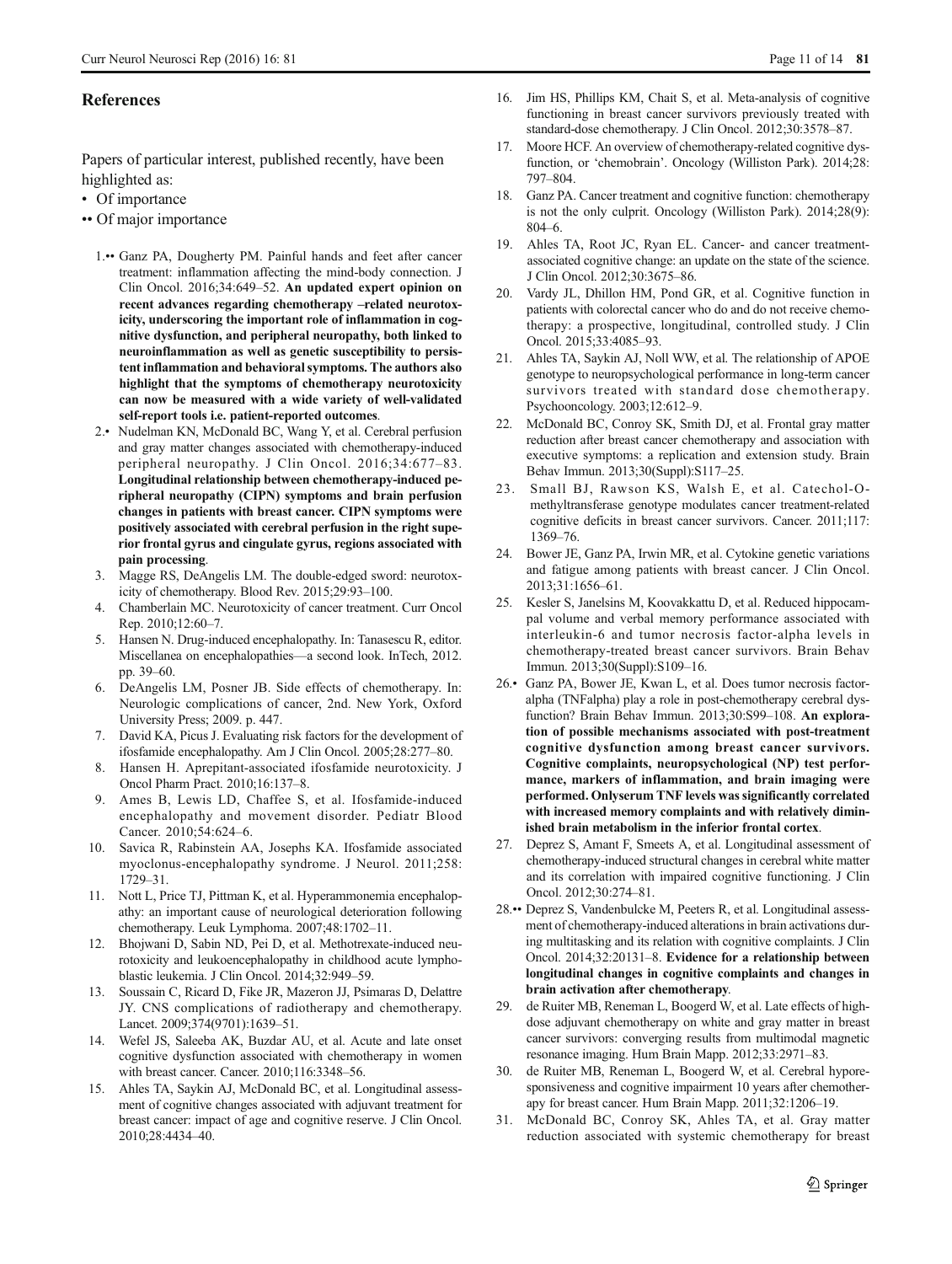## References

Papers of particular interest, published recently, have been highlighted as:

- • Of importance
- •• Of major importance

1.•• Ganz PA, Dougherty PM. Painful hands and feet after cancer treatment: inflammation affecting the mind-body connection. J Clin Oncol. 2016;34:649–52. **An updated expert opinion on recent advances regarding chemotherapy –related neurotoxicity, underscoring the important role of inflammation in cognitive dysfunction, and peripheral neuropathy, both linked to neuroinflammation as well as genetic susceptibility to persistent inflammation and behavioral symptoms. The authors also highlight that the symptoms of chemotherapy neurotoxicity can now be measured with a wide variety of well-validated self-report tools i.e. patient-reported outcomes**.

2.• Nudelman KN, McDonald BC, Wang Y, et al. Cerebral perfusion and gray matter changes associated with chemotherapy-induced peripheral neuropathy. J Clin Oncol. 2016;34:677–83. **Longitudinal relationship between chemotherapy-induced peripheral neuropathy (CIPN) symptoms and brain perfusion changes in patients with breast cancer. CIPN symptoms were positively associated with cerebral perfusion in the right superior frontal gyrus and cingulate gyrus, regions associated with pain processing**.

3. Magge RS, DeAngelis LM. The double-edged sword: neurotoxicity of chemotherapy. Blood Rev. 2015;29:93–100.

4. Chamberlain MC. Neurotoxicity of cancer treatment. Curr Oncol Rep. 2010;12:60–7.

5. Hansen N. Drug-induced encephalopathy. In: Tanasescu R, editor. Miscellanea on encephalopathies—a second look. InTech, 2012. pp. 39–60.

6. DeAngelis LM, Posner JB. Side effects of chemotherapy. In: Neurologic complications of cancer, 2nd. New York, Oxford University Press; 2009. p. 447.

7. David KA, Picus J. Evaluating risk factors for the development of ifosfamide encephalopathy. Am J Clin Oncol. 2005;28:277–80.

8. Hansen H. Aprepitant-associated ifosfamide neurotoxicity. J Oncol Pharm Pract. 2010;16:137–8.

9. Ames B, Lewis LD, Chaffee S, et al. Ifosfamide-induced encephalopathy and movement disorder. Pediatr Blood Cancer. 2010;54:624–6.

10. Savica R, Rabinstein AA, Josephs KA. Ifosfamide associated myoclonus-encephalopathy syndrome. J Neurol. 2011;258: 1729–31.

11. Nott L, Price TJ, Pittman K, et al. Hyperammonemia encephalopathy: an important cause of neurological deterioration following chemotherapy. Leuk Lymphoma. 2007;48:1702–11.

12. Bhojwani D, Sabin ND, Pei D, et al. Methotrexate-induced neurotoxicity and leukoencephalopathy in childhood acute lymphoblastic leukemia. J Clin Oncol. 2014;32:949–59.

13. Soussain C, Ricard D, Fike JR, Mazeron JJ, Psimaras D, Delattre JY. CNS complications of radiotherapy and chemotherapy. Lancet. 2009;374(9701):1639–51.

14. Wefel JS, Saleeba AK, Buzdar AU, et al. Acute and late onset cognitive dysfunction associated with chemotherapy in women with breast cancer. Cancer. 2010;116:3348–56.

15. Ahles TA, Saykin AJ, McDonald BC, et al. Longitudinal assessment of cognitive changes associated with adjuvant treatment for breast cancer: impact of age and cognitive reserve. J Clin Oncol. 2010;28:4434–40.

16. Jim HS, Phillips KM, Chait S, et al. Meta-analysis of cognitive functioning in breast cancer survivors previously treated with standard-dose chemotherapy. J Clin Oncol. 2012;30:3578–87.

17. Moore HCF. An overview of chemotherapy-related cognitive dysfunction, or 'chemobrain'. Oncology (Williston Park). 2014;28: 797–804.

18. Ganz PA. Cancer treatment and cognitive function: chemotherapy is not the only culprit. Oncology (Williston Park). 2014;28(9): 804–6.

19. Ahles TA, Root JC, Ryan EL. Cancer- and cancer treatment-associated cognitive change: an update on the state of the science. J Clin Oncol. 2012;30:3675–86.

20. Vardy JL, Dhillon HM, Pond GR, et al. Cognitive function in patients with colorectal cancer who do and do not receive chemotherapy: a prospective, longitudinal, controlled study. J Clin Oncol. 2015;33:4085–93.

21. Ahles TA, Saykin AJ, Noll WW, et al. The relationship of APOE genotype to neuropsychological performance in long-term cancer survivors treated with standard dose chemotherapy. Psychooncology. 2003;12:612–9.

22. McDonald BC, Conroy SK, Smith DJ, et al. Frontal gray matter reduction after breast cancer chemotherapy and association with executive symptoms: a replication and extension study. Brain Behav Immun. 2013;30(Suppl):S117–25.

23. Small BJ, Rawson KS, Walsh E, et al. Catechol-O-methyltransferase genotype modulates cancer treatment-related cognitive deficits in breast cancer survivors. Cancer. 2011;117: 1369–76.

24. Bower JE, Ganz PA, Irwin MR, et al. Cytokine genetic variations and fatigue among patients with breast cancer. J Clin Oncol. 2013;31:1656–61.

25. Kesler S, Janelsins M, Koovakkattu D, et al. Reduced hippocampal volume and verbal memory performance associated with interleukin-6 and tumor necrosis factor-alpha levels in chemotherapy-treated breast cancer survivors. Brain Behav Immun. 2013;30(Suppl):S109–16.

26.• Ganz PA, Bower JE, Kwan L, et al. Does tumor necrosis factor-alpha (TNFalpha) play a role in post-chemotherapy cerebral dysfunction? Brain Behav Immun. 2013;30:S99–108. **An exploration of possible mechanisms associated with post-treatment cognitive dysfunction among breast cancer survivors. Cognitive complaints, neuropsychological (NP) test performance, markers of inflammation, and brain imaging were performed. Onlyserum TNF levels was significantly correlated with increased memory complaints and with relatively diminished brain metabolism in the inferior frontal cortex**.

27. Deprez S, Amant F, Smeets A, et al. Longitudinal assessment of chemotherapy-induced structural changes in cerebral white matter and its correlation with impaired cognitive functioning. J Clin Oncol. 2012;30:274–81.

28.•• Deprez S, Vandenbulcke M, Peeters R, et al. Longitudinal assessment of chemotherapy-induced alterations in brain activations during multitasking and its relation with cognitive complaints. J Clin Oncol. 2014;32:20131–8. **Evidence for a relationship between longitudinal changes in cognitive complaints and changes in brain activation after chemotherapy**.

29. de Ruiter MB, Reneman L, Boogerd W, et al. Late effects of high-dose adjuvant chemotherapy on white and gray matter in breast cancer survivors: converging results from multimodal magnetic resonance imaging. Hum Brain Mapp. 2012;33:2971–83.

30. de Ruiter MB, Reneman L, Boogerd W, et al. Cerebral hyporesponsiveness and cognitive impairment 10 years after chemotherapy for breast cancer. Hum Brain Mapp. 2011;32:1206–19.

31. McDonald BC, Conroy SK, Ahles TA, et al. Gray matter reduction associated with systemic chemotherapy for breast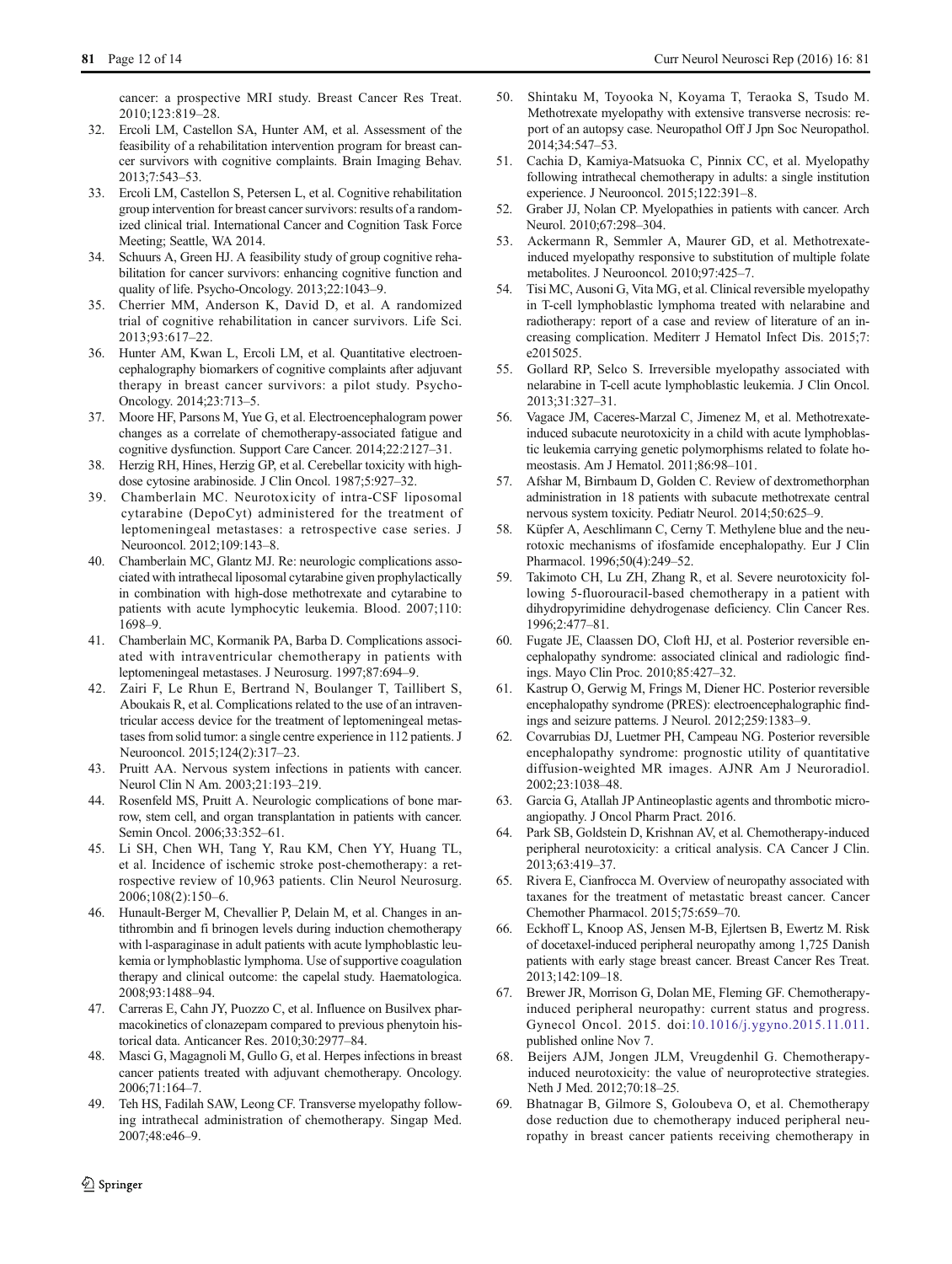cancer: a prospective MRI study. Breast Cancer Res Treat. 2010;123:819–28.

32. Ercoli LM, Castellon SA, Hunter AM, et al. Assessment of the feasibility of a rehabilitation intervention program for breast cancer survivors with cognitive complaints. Brain Imaging Behav. 2013;7:543–53.
33. Ercoli LM, Castellon S, Petersen L, et al. Cognitive rehabilitation group intervention for breast cancer survivors: results of a randomized clinical trial. International Cancer and Cognition Task Force Meeting; Seattle, WA 2014.
34. Schuurs A, Green HJ. A feasibility study of group cognitive rehabilitation for cancer survivors: enhancing cognitive function and quality of life. Psycho-Oncology. 2013;22:1043–9.
35. Cherrier MM, Anderson K, David D, et al. A randomized trial of cognitive rehabilitation in cancer survivors. Life Sci. 2013;93:617–22.
36. Hunter AM, Kwan L, Ercoli LM, et al. Quantitative electroencephalography biomarkers of cognitive complaints after adjuvant therapy in breast cancer survivors: a pilot study. Psycho-Oncology. 2014;23:713–5.
37. Moore HF, Parsons M, Yue G, et al. Electroencephalogram power changes as a correlate of chemotherapy-associated fatigue and cognitive dysfunction. Support Care Cancer. 2014;22:2127–31.
38. Herzig RH, Hines, Herzig GP, et al. Cerebellar toxicity with high-dose cytosine arabinoside. J Clin Oncol. 1987;5:927–32.
39. Chamberlain MC. Neurotoxicity of intra-CSF liposomal cytarabine (DepoCyt) administered for the treatment of leptomeningeal metastases: a retrospective case series. J Neurooncol. 2012;109:143–8.
40. Chamberlain MC, Glantz MJ. Re: neurologic complications associated with intrathecal liposomal cytarabine given prophylactically in combination with high-dose methotrexate and cytarabine to patients with acute lymphocytic leukemia. Blood. 2007;110: 1698–9.
41. Chamberlain MC, Kormanik PA, Barba D. Complications associated with intraventricular chemotherapy in patients with leptomeningeal metastases. J Neurosurg. 1997;87:694–9.
42. Zairi F, Le Rhun E, Bertrand N, Boulanger T, Taillibert S, Aboukais R, et al. Complications related to the use of an intraventricular access device for the treatment of leptomeningeal metastases from solid tumor: a single centre experience in 112 patients. J Neurooncol. 2015;124(2):317–23.
43. Pruitt AA. Nervous system infections in patients with cancer. Neurol Clin N Am. 2003;21:193–219.
44. Rosenfeld MS, Pruitt A. Neurologic complications of bone marrow, stem cell, and organ transplantation in patients with cancer. Semin Oncol. 2006;33:352–61.
45. Li SH, Chen WH, Tang Y, Rau KM, Chen YY, Huang TL, et al. Incidence of ischemic stroke post-chemotherapy: a retrospective review of 10,963 patients. Clin Neurol Neurosurg. 2006;108(2):150–6.
46. Hunault-Berger M, Chevallier P, Delain M, et al. Changes in antithrombin and fi brinogen levels during induction chemotherapy with l-asparaginase in adult patients with acute lymphoblastic leukemia or lymphoblastic lymphoma. Use of supportive coagulation therapy and clinical outcome: the capelal study. Haematologica. 2008;93:1488–94.
47. Carreras E, Cahn JY, Puozzo C, et al. Influence on Busilvex pharmacokinetics of clonazepam compared to previous phenytoin historical data. Anticancer Res. 2010;30:2977–84.
48. Masci G, Magagnoli M, Gullo G, et al. Herpes infections in breast cancer patients treated with adjuvant chemotherapy. Oncology. 2006;71:164–7.
49. Teh HS, Fadilah SAW, Leong CF. Transverse myelopathy following intrathecal administration of chemotherapy. Singap Med. 2007;48:e46–9.
50. Shintaku M, Toyooka N, Koyama T, Teraoka S, Tsudo M. Methotrexate myelopathy with extensive transverse necrosis: report of an autopsy case. Neuropathol Off J Jpn Soc Neuropathol. 2014;34:547–53.
51. Cachia D, Kamiya-Matsuoka C, Pinnix CC, et al. Myelopathy following intrathecal chemotherapy in adults: a single institution experience. J Neurooncol. 2015;122:391–8.
52. Graber JJ, Nolan CP. Myelopathies in patients with cancer. Arch Neurol. 2010;67:298–304.
53. Ackermann R, Semmler A, Maurer GD, et al. Methotrexate-induced myelopathy responsive to substitution of multiple folate metabolites. J Neurooncol. 2010;97:425–7.
54. Tisi MC, Ausoni G, Vita MG, et al. Clinical reversible myelopathy in T-cell lymphoblastic lymphoma treated with nelarabine and radiotherapy: report of a case and review of literature of an increasing complication. Mediterr J Hematol Infect Dis. 2015;7: e2015025.
55. Gollard RP, Selco S. Irreversible myelopathy associated with nelarabine in T-cell acute lymphoblastic leukemia. J Clin Oncol. 2013;31:327–31.
56. Vagace JM, Caceres-Marzal C, Jimenez M, et al. Methotrexate-induced subacute neurotoxicity in a child with acute lymphoblastic leukemia carrying genetic polymorphisms related to folate homeostasis. Am J Hematol. 2011;86:98–101.
57. Afshar M, Birnbaum D, Golden C. Review of dextromethorphan administration in 18 patients with subacute methotrexate central nervous system toxicity. Pediatr Neurol. 2014;50:625–9.
58. Küpfer A, Aeschlimann C, Cerny T. Methylene blue and the neurotoxic mechanisms of ifosfamide encephalopathy. Eur J Clin Pharmacol. 1996;50(4):249–52.
59. Takimoto CH, Lu ZH, Zhang R, et al. Severe neurotoxicity following 5-fluorouracil-based chemotherapy in a patient with dihydropyrimidine dehydrogenase deficiency. Clin Cancer Res. 1996;2:477–81.
60. Fugate JE, Claassen DO, Cloft HJ, et al. Posterior reversible encephalopathy syndrome: associated clinical and radiologic findings. Mayo Clin Proc. 2010;85:427–32.
61. Kastrup O, Gerwig M, Frings M, Diener HC. Posterior reversible encephalopathy syndrome (PRES): electroencephalographic findings and seizure patterns. J Neurol. 2012;259:1383–9.
62. Covarrubias DJ, Luetmer PH, Campeau NG. Posterior reversible encephalopathy syndrome: prognostic utility of quantitative diffusion-weighted MR images. AJNR Am J Neuroradiol. 2002;23:1038–48.
63. Garcia G, Atallah JP Antineoplastic agents and thrombotic microangiopathy. J Oncol Pharm Pract. 2016.
64. Park SB, Goldstein D, Krishnan AV, et al. Chemotherapy-induced peripheral neurotoxicity: a critical analysis. CA Cancer J Clin. 2013;63:419–37.
65. Rivera E, Cianfrocca M. Overview of neuropathy associated with taxanes for the treatment of metastatic breast cancer. Cancer Chemother Pharmacol. 2015;75:659–70.
66. Eckhoff L, Knoop AS, Jensen M-B, Ejlertsen B, Ewertz M. Risk of docetaxel-induced peripheral neuropathy among 1,725 Danish patients with early stage breast cancer. Breast Cancer Res Treat. 2013;142:109–18.
67. Brewer JR, Morrison G, Dolan ME, Fleming GF. Chemotherapy-induced peripheral neuropathy: current status and progress. Gynecol Oncol. 2015. doi:10.1016/j.ygyno.2015.11.011. published online Nov 7.
68. Beijers AJM, Jongen JLM, Vreugdenhil G. Chemotherapy-induced neurotoxicity: the value of neuroprotective strategies. Neth J Med. 2012;70:18–25.
69. Bhatnagar B, Gilmore S, Goloubeva O, et al. Chemotherapy dose reduction due to chemotherapy induced peripheral neuropathy in breast cancer patients receiving chemotherapy in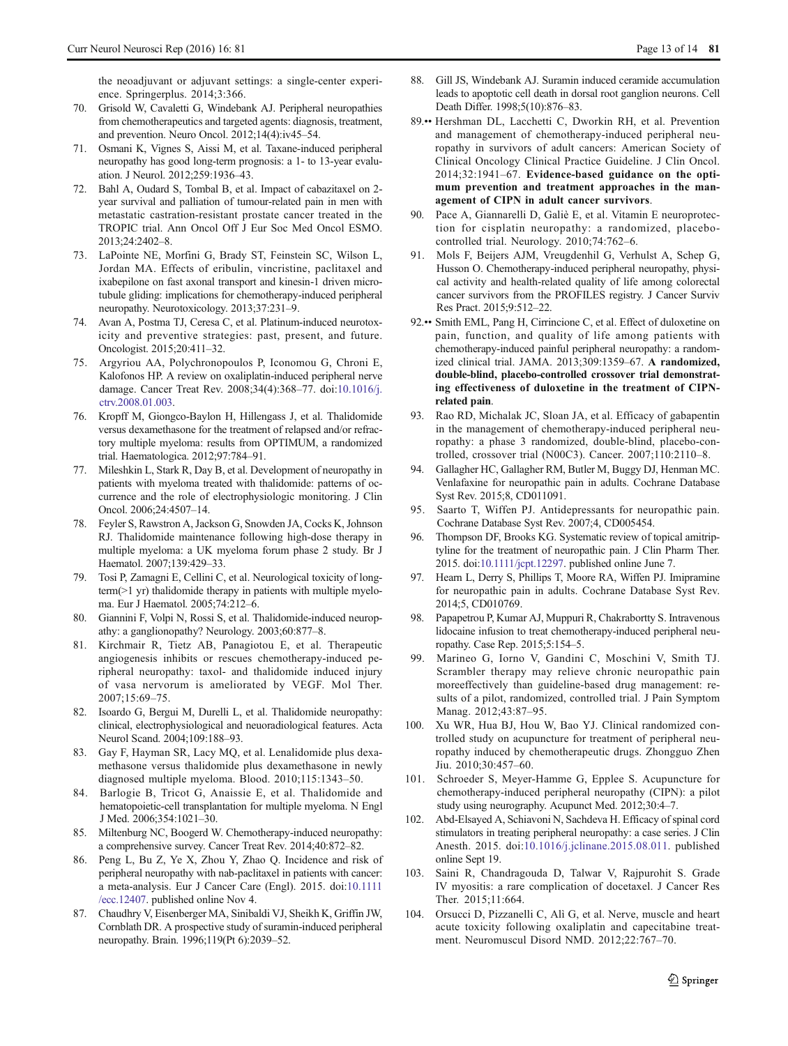the neoadjuvant or adjuvant settings: a single-center experience. Springerplus. 2014;3:366.

70. Grisold W, Cavaletti G, Windebank AJ. Peripheral neuropathies from chemotherapeutics and targeted agents: diagnosis, treatment, and prevention. Neuro Oncol. 2012;14(4):iv45–54.
71. Osmani K, Vignes S, Aissi M, et al. Taxane-induced peripheral neuropathy has good long-term prognosis: a 1- to 13-year evaluation. J Neurol. 2012;259:1936–43.
72. Bahl A, Oudard S, Tombal B, et al. Impact of cabazitaxel on 2-year survival and palliation of tumour-related pain in men with metastatic castration-resistant prostate cancer treated in the TROPIC trial. Ann Oncol Off J Eur Soc Med Oncol ESMO. 2013;24:2402–8.
73. LaPointe NE, Morfini G, Brady ST, Feinstein SC, Wilson L, Jordan MA. Effects of eribulin, vincristine, paclitaxel and ixabepilone on fast axonal transport and kinesin-1 driven microtubule gliding: implications for chemotherapy-induced peripheral neuropathy. Neurotoxicology. 2013;37:231–9.
74. Avan A, Postma TJ, Ceresa C, et al. Platinum-induced neurotoxicity and preventive strategies: past, present, and future. Oncologist. 2015;20:411–32.
75. Argyriou AA, Polychronopoulos P, Iconomou G, Chroni E, Kalofonos HP. A review on oxaliplatin-induced peripheral nerve damage. Cancer Treat Rev. 2008;34(4):368–77. doi:10.1016/j.ctrv.2008.01.003.
76. Kropff M, Giongco-Baylon H, Hillengass J, et al. Thalidomide versus dexamethasone for the treatment of relapsed and/or refractory multiple myeloma: results from OPTIMUM, a randomized trial. Haematologica. 2012;97:784–91.
77. Mileshkin L, Stark R, Day B, et al. Development of neuropathy in patients with myeloma treated with thalidomide: patterns of occurrence and the role of electrophysiologic monitoring. J Clin Oncol. 2006;24:4507–14.
78. Feyler S, Rawstron A, Jackson G, Snowden JA, Cocks K, Johnson RJ. Thalidomide maintenance following high-dose therapy in multiple myeloma: a UK myeloma forum phase 2 study. Br J Haematol. 2007;139:429–33.
79. Tosi P, Zamagni E, Cellini C, et al. Neurological toxicity of long-term(>1 yr) thalidomide therapy in patients with multiple myeloma. Eur J Haematol. 2005;74:212–6.
80. Giannini F, Volpi N, Rossi S, et al. Thalidomide-induced neuropathy: a ganglionopathy? Neurology. 2003;60:877–8.
81. Kirchmair R, Tietz AB, Panagiotou E, et al. Therapeutic angiogenesis inhibits or rescues chemotherapy-induced peripheral neuropathy: taxol- and thalidomide induced injury of vasa nervorum is ameliorated by VEGF. Mol Ther. 2007;15:69–75.
82. Isoardo G, Bergui M, Durelli L, et al. Thalidomide neuropathy: clinical, electrophysiological and neuoradiological features. Acta Neurol Scand. 2004;109:188–93.
83. Gay F, Hayman SR, Lacy MQ, et al. Lenalidomide plus dexamethasone versus thalidomide plus dexamethasone in newly diagnosed multiple myeloma. Blood. 2010;115:1343–50.
84. Barlogie B, Tricot G, Anaissie E, et al. Thalidomide and hematopoietic-cell transplantation for multiple myeloma. N Engl J Med. 2006;354:1021–30.
85. Miltenburg NC, Boogerd W. Chemotherapy-induced neuropathy: a comprehensive survey. Cancer Treat Rev. 2014;40:872–82.
86. Peng L, Bu Z, Ye X, Zhou Y, Zhao Q. Incidence and risk of peripheral neuropathy with nab-paclitaxel in patients with cancer: a meta-analysis. Eur J Cancer Care (Engl). 2015. doi:10.1111/ecc.12407. published online Nov 4.
87. Chaudhry V, Eisenberger MA, Sinibaldi VJ, Sheikh K, Griffin JW, Cornblath DR. A prospective study of suramin-induced peripheral neuropathy. Brain. 1996;119(Pt 6):2039–52.
88. Gill JS, Windebank AJ. Suramin induced ceramide accumulation leads to apoptotic cell death in dorsal root ganglion neurons. Cell Death Differ. 1998;5(10):876–83.
89.•• Hershman DL, Lacchetti C, Dworkin RH, et al. Prevention and management of chemotherapy-induced peripheral neuropathy in survivors of adult cancers: American Society of Clinical Oncology Clinical Practice Guideline. J Clin Oncol. 2014;32:1941–67. **Evidence-based guidance on the optimum prevention and treatment approaches in the management of CIPN in adult cancer survivors**.
90. Pace A, Giannarelli D, Galiè E, et al. Vitamin E neuroprotection for cisplatin neuropathy: a randomized, placebo-controlled trial. Neurology. 2010;74:762–6.
91. Mols F, Beijers AJM, Vreugdenhil G, Verhulst A, Schep G, Husson O. Chemotherapy-induced peripheral neuropathy, physical activity and health-related quality of life among colorectal cancer survivors from the PROFILES registry. J Cancer Surviv Res Pract. 2015;9:512–22.
92.•• Smith EML, Pang H, Cirrincione C, et al. Effect of duloxetine on pain, function, and quality of life among patients with chemotherapy-induced painful peripheral neuropathy: a randomized clinical trial. JAMA. 2013;309:1359–67. **A randomized, double-blind, placebo-controlled crossover trial demonstrating effectiveness of duloxetine in the treatment of CIPN-related pain**.
93. Rao RD, Michalak JC, Sloan JA, et al. Efficacy of gabapentin in the management of chemotherapy-induced peripheral neuropathy: a phase 3 randomized, double-blind, placebo-controlled, crossover trial (N00C3). Cancer. 2007;110:2110–8.
94. Gallagher HC, Gallagher RM, Butler M, Buggy DJ, Henman MC. Venlafaxine for neuropathic pain in adults. Cochrane Database Syst Rev. 2015;8, CD011091.
95. Saarto T, Wiffen PJ. Antidepressants for neuropathic pain. Cochrane Database Syst Rev. 2007;4, CD005454.
96. Thompson DF, Brooks KG. Systematic review of topical amitriptyline for the treatment of neuropathic pain. J Clin Pharm Ther. 2015. doi:10.1111/jcpt.12297. published online June 7.
97. Hearn L, Derry S, Phillips T, Moore RA, Wiffen PJ. Imipramine for neuropathic pain in adults. Cochrane Database Syst Rev. 2014;5, CD010769.
98. Papapetrou P, Kumar AJ, Muppuri R, Chakrabortty S. Intravenous lidocaine infusion to treat chemotherapy-induced peripheral neuropathy. Case Rep. 2015;5:154–5.
99. Marineo G, Iorno V, Gandini C, Moschini V, Smith TJ. Scrambler therapy may relieve chronic neuropathic pain moreeffectively than guideline-based drug management: results of a pilot, randomized, controlled trial. J Pain Symptom Manag. 2012;43:87–95.
100. Xu WR, Hua BJ, Hou W, Bao YJ. Clinical randomized controlled study on acupuncture for treatment of peripheral neuropathy induced by chemotherapeutic drugs. Zhongguo Zhen Jiu. 2010;30:457–60.
101. Schroeder S, Meyer-Hamme G, Epplee S. Acupuncture for chemotherapy-induced peripheral neuropathy (CIPN): a pilot study using neurography. Acupunct Med. 2012;30:4–7.
102. Abd-Elsayed A, Schiavoni N, Sachdeva H. Efficacy of spinal cord stimulators in treating peripheral neuropathy: a case series. J Clin Anesth. 2015. doi:10.1016/j.jclinane.2015.08.011. published online Sept 19.
103. Saini R, Chandragouda D, Talwar V, Rajpurohit S. Grade IV myositis: a rare complication of docetaxel. J Cancer Res Ther. 2015;11:664.
104. Orsucci D, Pizzanelli C, Alì G, et al. Nerve, muscle and heart acute toxicity following oxaliplatin and capecitabine treatment. Neuromuscul Disord NMD. 2012;22:767–70.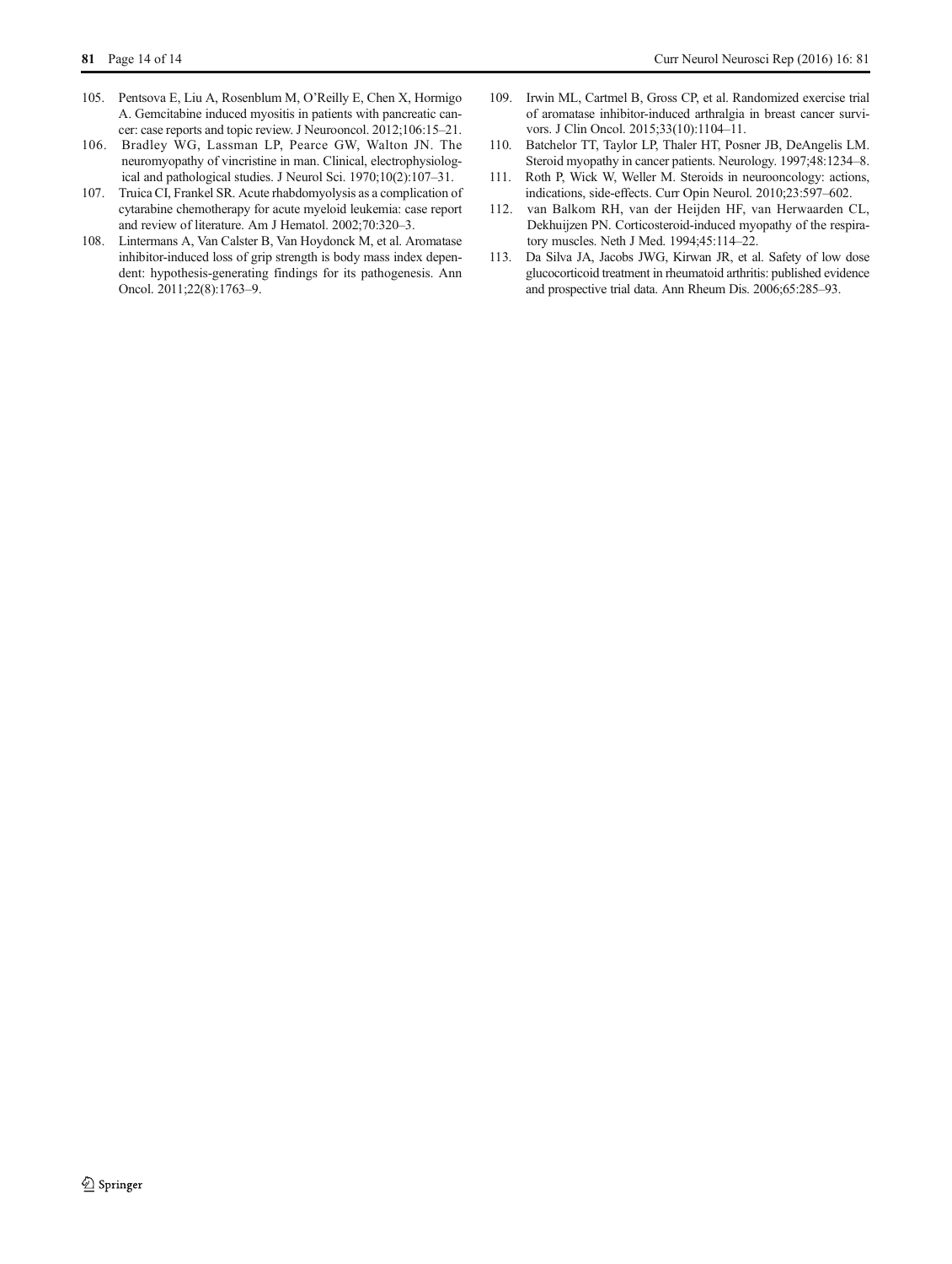105. Pentsova E, Liu A, Rosenblum M, O'Reilly E, Chen X, Hormigo A. Gemcitabine induced myositis in patients with pancreatic cancer: case reports and topic review. J Neurooncol. 2012;106:15–21.
106. Bradley WG, Lassman LP, Pearce GW, Walton JN. The neuromyopathy of vincristine in man. Clinical, electrophysiological and pathological studies. J Neurol Sci. 1970;10(2):107–31.
107. Truica CI, Frankel SR. Acute rhabdomyolysis as a complication of cytarabine chemotherapy for acute myeloid leukemia: case report and review of literature. Am J Hematol. 2002;70:320–3.
108. Lintermans A, Van Calster B, Van Hoydonck M, et al. Aromatase inhibitor-induced loss of grip strength is body mass index dependent: hypothesis-generating findings for its pathogenesis. Ann Oncol. 2011;22(8):1763–9.
109. Irwin ML, Cartmel B, Gross CP, et al. Randomized exercise trial of aromatase inhibitor-induced arthralgia in breast cancer survivors. J Clin Oncol. 2015;33(10):1104–11.
110. Batchelor TT, Taylor LP, Thaler HT, Posner JB, DeAngelis LM. Steroid myopathy in cancer patients. Neurology. 1997;48:1234–8.
111. Roth P, Wick W, Weller M. Steroids in neurooncology: actions, indications, side-effects. Curr Opin Neurol. 2010;23:597–602.
112. van Balkom RH, van der Heijden HF, van Herwaarden CL, Dekhuijzen PN. Corticosteroid-induced myopathy of the respiratory muscles. Neth J Med. 1994;45:114–22.
113. Da Silva JA, Jacobs JWG, Kirwan JR, et al. Safety of low dose glucocorticoid treatment in rheumatoid arthritis: published evidence and prospective trial data. Ann Rheum Dis. 2006;65:285–93.